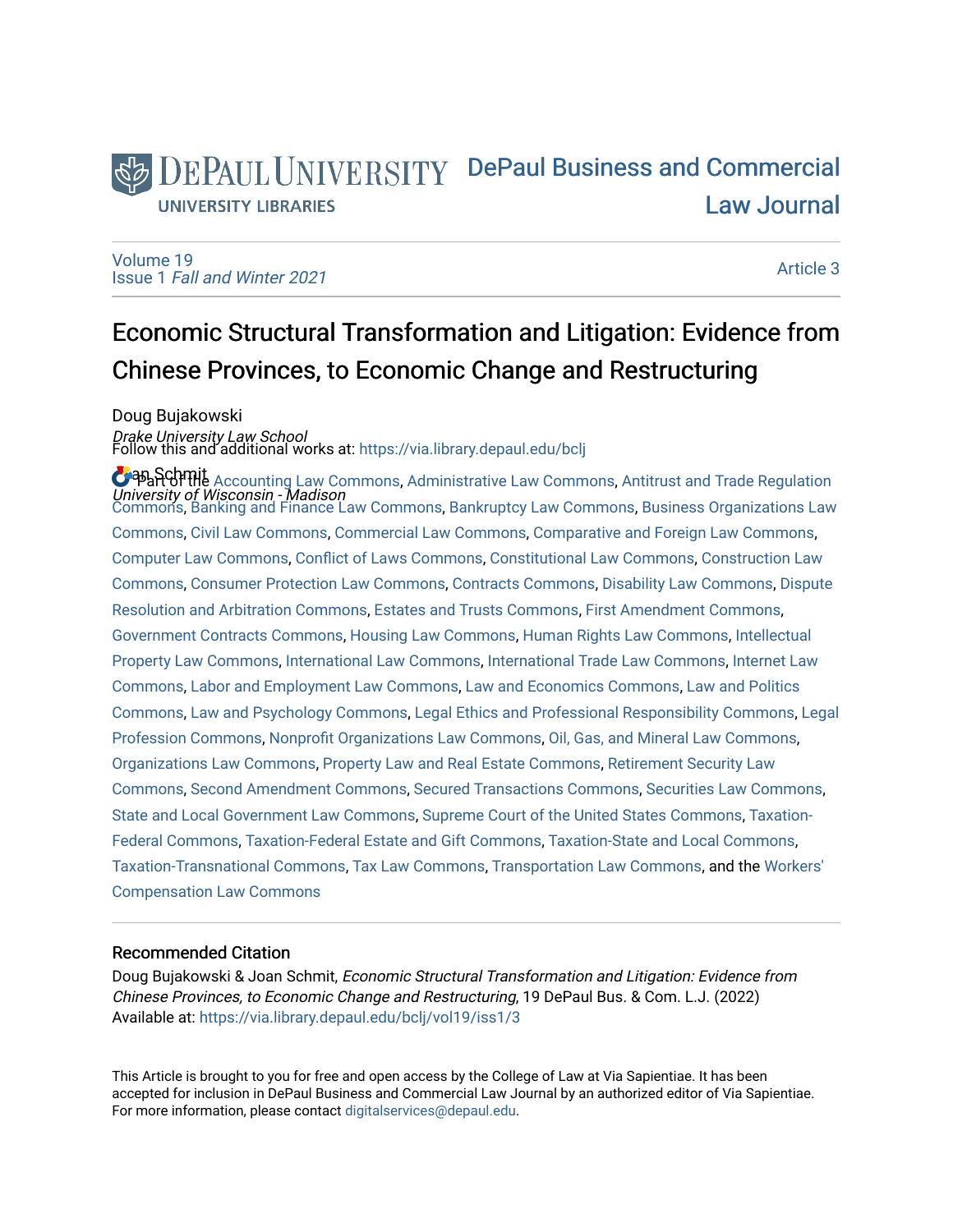DePaul University Libraries

# DePaul Business and Commercial Law Journal

Volume 19
Issue 1 *Fall and Winter 2021*

Article 3

## Economic Structural Transformation and Litigation: Evidence from Chinese Provinces, to Economic Change and Restructuring

Doug Bujakowski
*Drake University Law School*

Joan Schmit
*University of Wisconsin - Madison*

Follow this and additional works at: https://via.library.depaul.edu/bclj

Part of the Accounting Law Commons, Administrative Law Commons, Antitrust and Trade Regulation Commons, Banking and Finance Law Commons, Bankruptcy Law Commons, Business Organizations Law Commons, Civil Law Commons, Commercial Law Commons, Comparative and Foreign Law Commons, Computer Law Commons, Conflict of Laws Commons, Constitutional Law Commons, Construction Law Commons, Consumer Protection Law Commons, Contracts Commons, Disability Law Commons, Dispute Resolution and Arbitration Commons, Estates and Trusts Commons, First Amendment Commons, Government Contracts Commons, Housing Law Commons, Human Rights Law Commons, Intellectual Property Law Commons, International Law Commons, International Trade Law Commons, Internet Law Commons, Labor and Employment Law Commons, Law and Economics Commons, Law and Politics Commons, Law and Psychology Commons, Legal Ethics and Professional Responsibility Commons, Legal Profession Commons, Nonprofit Organizations Law Commons, Oil, Gas, and Mineral Law Commons, Organizations Law Commons, Property Law and Real Estate Commons, Retirement Security Law Commons, Second Amendment Commons, Secured Transactions Commons, Securities Law Commons, State and Local Government Law Commons, Supreme Court of the United States Commons, Taxation-Federal Commons, Taxation-Federal Estate and Gift Commons, Taxation-State and Local Commons, Taxation-Transnational Commons, Tax Law Commons, Transportation Law Commons, and the Workers' Compensation Law Commons

### Recommended Citation

Doug Bujakowski & Joan Schmit, *Economic Structural Transformation and Litigation: Evidence from Chinese Provinces, to Economic Change and Restructuring*, 19 DePaul Bus. & Com. L.J. (2022)
Available at: https://via.library.depaul.edu/bclj/vol19/iss1/3

This Article is brought to you for free and open access by the College of Law at Via Sapientiae. It has been accepted for inclusion in DePaul Business and Commercial Law Journal by an authorized editor of Via Sapientiae. For more information, please contact digitalservices@depaul.edu.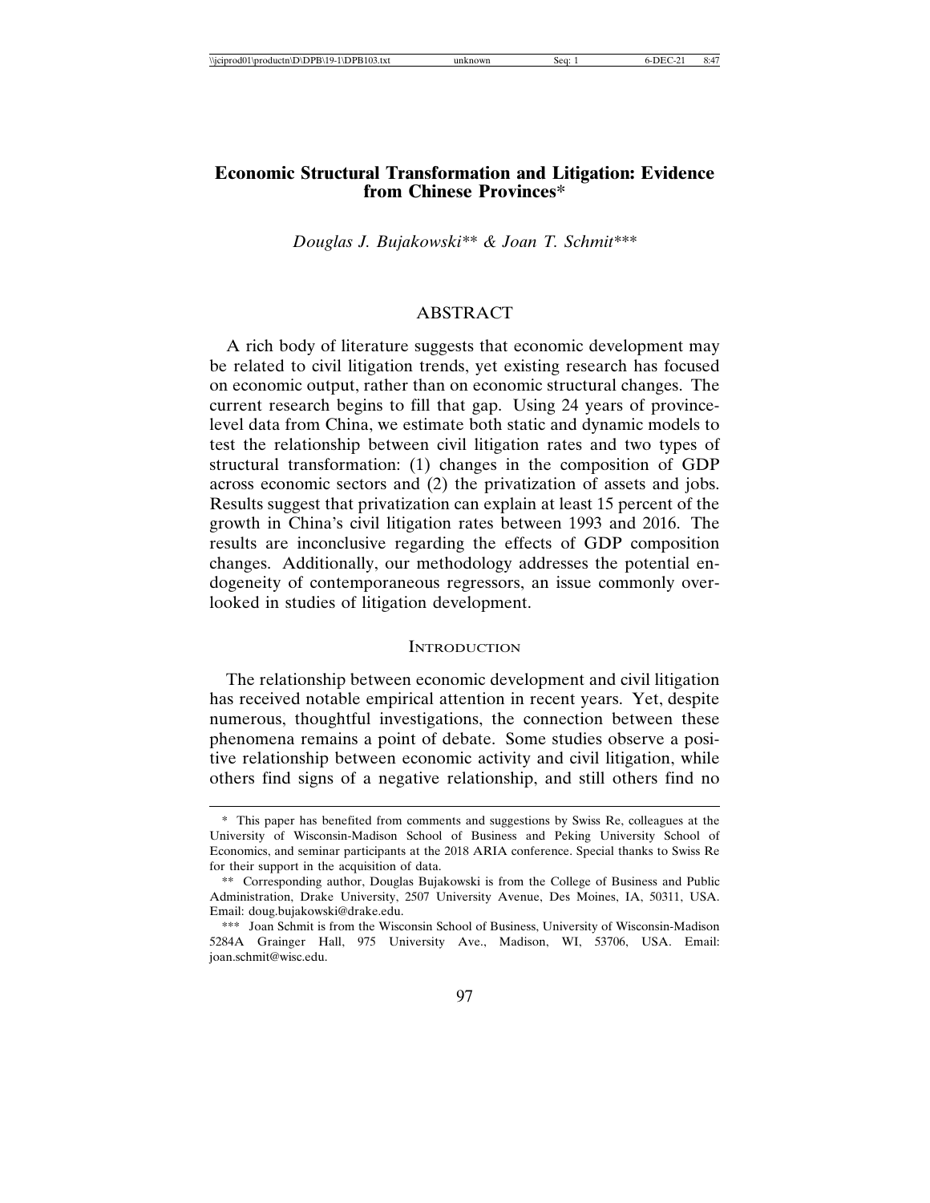# Economic Structural Transformation and Litigation: Evidence from Chinese Provinces*

*Douglas J. Bujakowski\*\* & Joan T. Schmit\*\*\**

## ABSTRACT

A rich body of literature suggests that economic development may be related to civil litigation trends, yet existing research has focused on economic output, rather than on economic structural changes. The current research begins to fill that gap. Using 24 years of province-level data from China, we estimate both static and dynamic models to test the relationship between civil litigation rates and two types of structural transformation: (1) changes in the composition of GDP across economic sectors and (2) the privatization of assets and jobs. Results suggest that privatization can explain at least 15 percent of the growth in China's civil litigation rates between 1993 and 2016. The results are inconclusive regarding the effects of GDP composition changes. Additionally, our methodology addresses the potential endogeneity of contemporaneous regressors, an issue commonly overlooked in studies of litigation development.

## INTRODUCTION

The relationship between economic development and civil litigation has received notable empirical attention in recent years. Yet, despite numerous, thoughtful investigations, the connection between these phenomena remains a point of debate. Some studies observe a positive relationship between economic activity and civil litigation, while others find signs of a negative relationship, and still others find no

---

\* This paper has benefited from comments and suggestions by Swiss Re, colleagues at the University of Wisconsin-Madison School of Business and Peking University School of Economics, and seminar participants at the 2018 ARIA conference. Special thanks to Swiss Re for their support in the acquisition of data.

\*\* Corresponding author, Douglas Bujakowski is from the College of Business and Public Administration, Drake University, 2507 University Avenue, Des Moines, IA, 50311, USA. Email: doug.bujakowski@drake.edu.

\*\*\* Joan Schmit is from the Wisconsin School of Business, University of Wisconsin-Madison 5284A Grainger Hall, 975 University Ave., Madison, WI, 53706, USA. Email: joan.schmit@wisc.edu.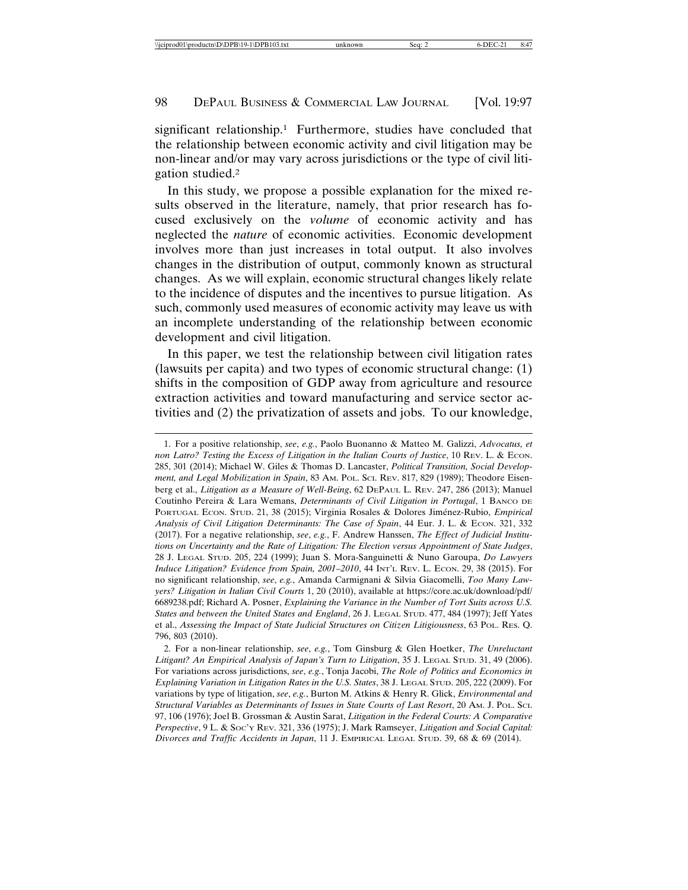significant relationship.[1] Furthermore, studies have concluded that the relationship between economic activity and civil litigation may be non-linear and/or may vary across jurisdictions or the type of civil litigation studied.[2]

In this study, we propose a possible explanation for the mixed results observed in the literature, namely, that prior research has focused exclusively on the *volume* of economic activity and has neglected the *nature* of economic activities. Economic development involves more than just increases in total output. It also involves changes in the distribution of output, commonly known as structural changes. As we will explain, economic structural changes likely relate to the incidence of disputes and the incentives to pursue litigation. As such, commonly used measures of economic activity may leave us with an incomplete understanding of the relationship between economic development and civil litigation.

In this paper, we test the relationship between civil litigation rates (lawsuits per capita) and two types of economic structural change: (1) shifts in the composition of GDP away from agriculture and resource extraction activities and toward manufacturing and service sector activities and (2) the privatization of assets and jobs. To our knowledge,

---

1. For a positive relationship, *see*, *e.g.*, Paolo Buonanno & Matteo M. Galizzi, *Advocatus, et non Latro? Testing the Excess of Litigation in the Italian Courts of Justice*, 10 Rev. L. & Econ. 285, 301 (2014); Michael W. Giles & Thomas D. Lancaster, *Political Transition, Social Development, and Legal Mobilization in Spain*, 83 Am. Pol. Sci. Rev. 817, 829 (1989); Theodore Eisenberg et al., *Litigation as a Measure of Well-Being*, 62 DePaul L. Rev. 247, 286 (2013); Manuel Coutinho Pereira & Lara Wemans, *Determinants of Civil Litigation in Portugal*, 1 Banco de Portugal Econ. Stud. 21, 38 (2015); Virginia Rosales & Dolores Jiménez-Rubio, *Empirical Analysis of Civil Litigation Determinants: The Case of Spain*, 44 Eur. J. L. & Econ. 321, 332 (2017). For a negative relationship, *see*, *e.g.*, F. Andrew Hanssen, *The Effect of Judicial Institutions on Uncertainty and the Rate of Litigation: The Election versus Appointment of State Judges*, 28 J. Legal Stud. 205, 224 (1999); Juan S. Mora-Sanguinetti & Nuno Garoupa, *Do Lawyers Induce Litigation? Evidence from Spain, 2001–2010*, 44 Int'l Rev. L. Econ. 29, 38 (2015). For no significant relationship, *see*, *e.g.*, Amanda Carmignani & Silvia Giacomelli, *Too Many Lawyers? Litigation in Italian Civil Courts* 1, 20 (2010), available at https://core.ac.uk/download/pdf/6689238.pdf; Richard A. Posner, *Explaining the Variance in the Number of Tort Suits across U.S. States and between the United States and England*, 26 J. Legal Stud. 477, 484 (1997); Jeff Yates et al., *Assessing the Impact of State Judicial Structures on Citizen Litigiousness*, 63 Pol. Res. Q. 796, 803 (2010).

2. For a non-linear relationship, *see*, *e.g.*, Tom Ginsburg & Glen Hoetker, *The Unreluctant Litigant? An Empirical Analysis of Japan's Turn to Litigation*, 35 J. Legal Stud. 31, 49 (2006). For variations across jurisdictions, *see*, *e.g.*, Tonja Jacobi, *The Role of Politics and Economics in Explaining Variation in Litigation Rates in the U.S. States*, 38 J. Legal Stud. 205, 222 (2009). For variations by type of litigation, *see*, *e.g.*, Burton M. Atkins & Henry R. Glick, *Environmental and Structural Variables as Determinants of Issues in State Courts of Last Resort*, 20 Am. J. Pol. Sci. 97, 106 (1976); Joel B. Grossman & Austin Sarat, *Litigation in the Federal Courts: A Comparative Perspective*, 9 L. & Soc'y Rev. 321, 336 (1975); J. Mark Ramseyer, *Litigation and Social Capital: Divorces and Traffic Accidents in Japan*, 11 J. Empirical Legal Stud. 39, 68 & 69 (2014).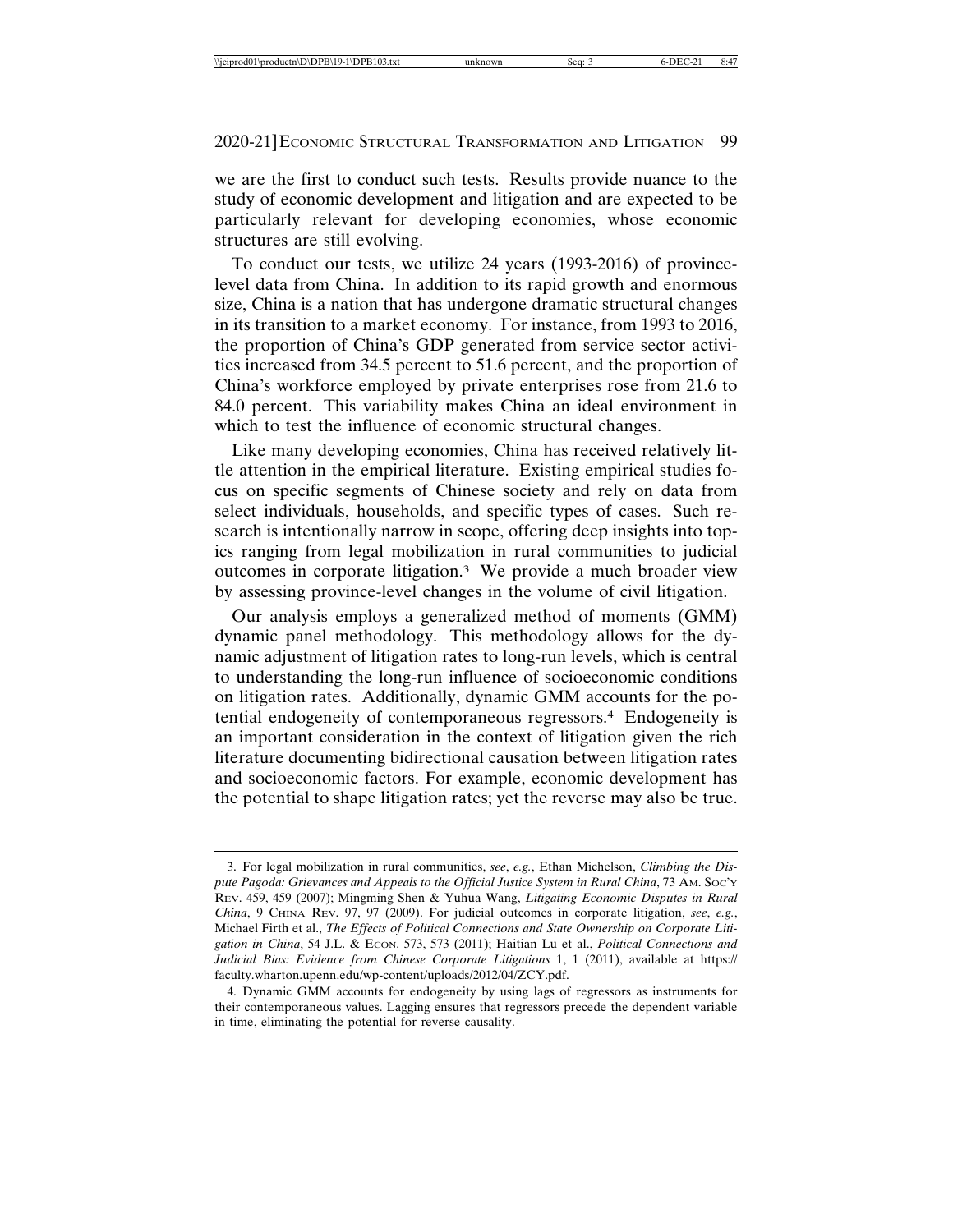we are the first to conduct such tests. Results provide nuance to the study of economic development and litigation and are expected to be particularly relevant for developing economies, whose economic structures are still evolving.

To conduct our tests, we utilize 24 years (1993-2016) of province-level data from China. In addition to its rapid growth and enormous size, China is a nation that has undergone dramatic structural changes in its transition to a market economy. For instance, from 1993 to 2016, the proportion of China's GDP generated from service sector activities increased from 34.5 percent to 51.6 percent, and the proportion of China's workforce employed by private enterprises rose from 21.6 to 84.0 percent. This variability makes China an ideal environment in which to test the influence of economic structural changes.

Like many developing economies, China has received relatively little attention in the empirical literature. Existing empirical studies focus on specific segments of Chinese society and rely on data from select individuals, households, and specific types of cases. Such research is intentionally narrow in scope, offering deep insights into topics ranging from legal mobilization in rural communities to judicial outcomes in corporate litigation.[3] We provide a much broader view by assessing province-level changes in the volume of civil litigation.

Our analysis employs a generalized method of moments (GMM) dynamic panel methodology. This methodology allows for the dynamic adjustment of litigation rates to long-run levels, which is central to understanding the long-run influence of socioeconomic conditions on litigation rates. Additionally, dynamic GMM accounts for the potential endogeneity of contemporaneous regressors.[4] Endogeneity is an important consideration in the context of litigation given the rich literature documenting bidirectional causation between litigation rates and socioeconomic factors. For example, economic development has the potential to shape litigation rates; yet the reverse may also be true.

---

3. For legal mobilization in rural communities, *see*, *e.g.*, Ethan Michelson, *Climbing the Dispute Pagoda: Grievances and Appeals to the Official Justice System in Rural China*, 73 AM. SOC'Y REV. 459, 459 (2007); Mingming Shen & Yuhua Wang, *Litigating Economic Disputes in Rural China*, 9 CHINA REV. 97, 97 (2009). For judicial outcomes in corporate litigation, *see*, *e.g.*, Michael Firth et al., *The Effects of Political Connections and State Ownership on Corporate Litigation in China*, 54 J.L. & ECON. 573, 573 (2011); Haitian Lu et al., *Political Connections and Judicial Bias: Evidence from Chinese Corporate Litigations* 1, 1 (2011), available at https://faculty.wharton.upenn.edu/wp-content/uploads/2012/04/ZCY.pdf.

4. Dynamic GMM accounts for endogeneity by using lags of regressors as instruments for their contemporaneous values. Lagging ensures that regressors precede the dependent variable in time, eliminating the potential for reverse causality.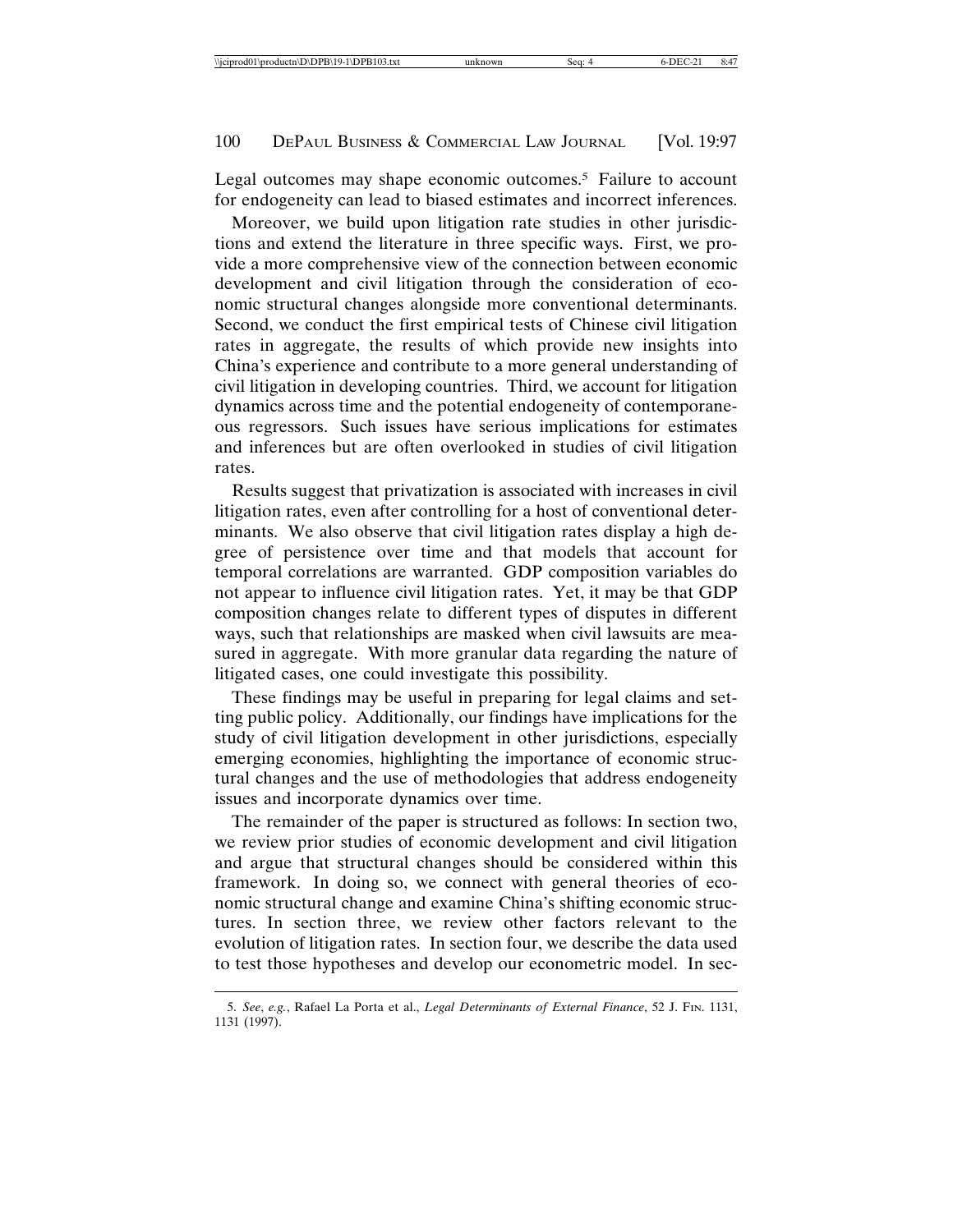Legal outcomes may shape economic outcomes.[5] Failure to account for endogeneity can lead to biased estimates and incorrect inferences.

Moreover, we build upon litigation rate studies in other jurisdictions and extend the literature in three specific ways. First, we provide a more comprehensive view of the connection between economic development and civil litigation through the consideration of economic structural changes alongside more conventional determinants. Second, we conduct the first empirical tests of Chinese civil litigation rates in aggregate, the results of which provide new insights into China's experience and contribute to a more general understanding of civil litigation in developing countries. Third, we account for litigation dynamics across time and the potential endogeneity of contemporaneous regressors. Such issues have serious implications for estimates and inferences but are often overlooked in studies of civil litigation rates.

Results suggest that privatization is associated with increases in civil litigation rates, even after controlling for a host of conventional determinants. We also observe that civil litigation rates display a high degree of persistence over time and that models that account for temporal correlations are warranted. GDP composition variables do not appear to influence civil litigation rates. Yet, it may be that GDP composition changes relate to different types of disputes in different ways, such that relationships are masked when civil lawsuits are measured in aggregate. With more granular data regarding the nature of litigated cases, one could investigate this possibility.

These findings may be useful in preparing for legal claims and setting public policy. Additionally, our findings have implications for the study of civil litigation development in other jurisdictions, especially emerging economies, highlighting the importance of economic structural changes and the use of methodologies that address endogeneity issues and incorporate dynamics over time.

The remainder of the paper is structured as follows: In section two, we review prior studies of economic development and civil litigation and argue that structural changes should be considered within this framework. In doing so, we connect with general theories of economic structural change and examine China's shifting economic structures. In section three, we review other factors relevant to the evolution of litigation rates. In section four, we describe the data used to test those hypotheses and develop our econometric model. In sec-

5. *See*, *e.g.*, Rafael La Porta et al., *Legal Determinants of External Finance*, 52 J. FIN. 1131, 1131 (1997).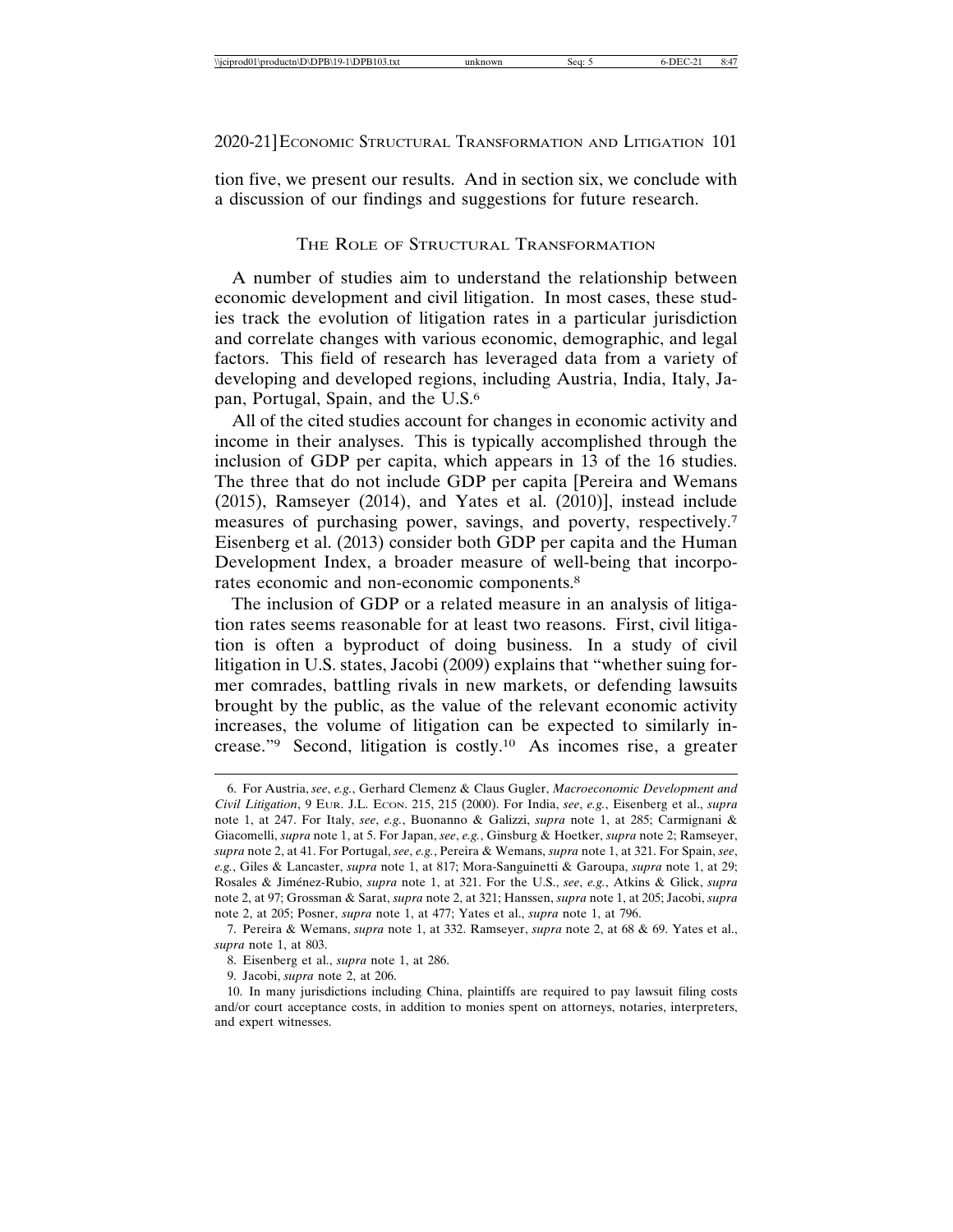tion five, we present our results. And in section six, we conclude with a discussion of our findings and suggestions for future research.

## THE ROLE OF STRUCTURAL TRANSFORMATION

A number of studies aim to understand the relationship between economic development and civil litigation. In most cases, these studies track the evolution of litigation rates in a particular jurisdiction and correlate changes with various economic, demographic, and legal factors. This field of research has leveraged data from a variety of developing and developed regions, including Austria, India, Italy, Japan, Portugal, Spain, and the U.S.[6]

All of the cited studies account for changes in economic activity and income in their analyses. This is typically accomplished through the inclusion of GDP per capita, which appears in 13 of the 16 studies. The three that do not include GDP per capita [Pereira and Wemans (2015), Ramseyer (2014), and Yates et al. (2010)], instead include measures of purchasing power, savings, and poverty, respectively.[7] Eisenberg et al. (2013) consider both GDP per capita and the Human Development Index, a broader measure of well-being that incorporates economic and non-economic components.[8]

The inclusion of GDP or a related measure in an analysis of litigation rates seems reasonable for at least two reasons. First, civil litigation is often a byproduct of doing business. In a study of civil litigation in U.S. states, Jacobi (2009) explains that "whether suing former comrades, battling rivals in new markets, or defending lawsuits brought by the public, as the value of the relevant economic activity increases, the volume of litigation can be expected to similarly increase."[9] Second, litigation is costly.[10] As incomes rise, a greater

---

6. For Austria, *see*, *e.g.*, Gerhard Clemenz & Claus Gugler, *Macroeconomic Development and Civil Litigation*, 9 EUR. J.L. ECON. 215, 215 (2000). For India, *see*, *e.g.*, Eisenberg et al., *supra* note 1, at 247. For Italy, *see*, *e.g.*, Buonanno & Galizzi, *supra* note 1, at 285; Carmignani & Giacomelli, *supra* note 1, at 5. For Japan, *see*, *e.g.*, Ginsburg & Hoetker, *supra* note 2; Ramseyer, *supra* note 2, at 41. For Portugal, *see*, *e.g.*, Pereira & Wemans, *supra* note 1, at 321. For Spain, *see*, *e.g.*, Giles & Lancaster, *supra* note 1, at 817; Mora-Sanguinetti & Garoupa, *supra* note 1, at 29; Rosales & Jiménez-Rubio, *supra* note 1, at 321. For the U.S., *see*, *e.g.*, Atkins & Glick, *supra* note 2, at 97; Grossman & Sarat, *supra* note 2, at 321; Hanssen, *supra* note 1, at 205; Jacobi, *supra* note 2, at 205; Posner, *supra* note 1, at 477; Yates et al., *supra* note 1, at 796.

7. Pereira & Wemans, *supra* note 1, at 332. Ramseyer, *supra* note 2, at 68 & 69. Yates et al., *supra* note 1, at 803.

8. Eisenberg et al., *supra* note 1, at 286.

9. Jacobi, *supra* note 2, at 206.

10. In many jurisdictions including China, plaintiffs are required to pay lawsuit filing costs and/or court acceptance costs, in addition to monies spent on attorneys, notaries, interpreters, and expert witnesses.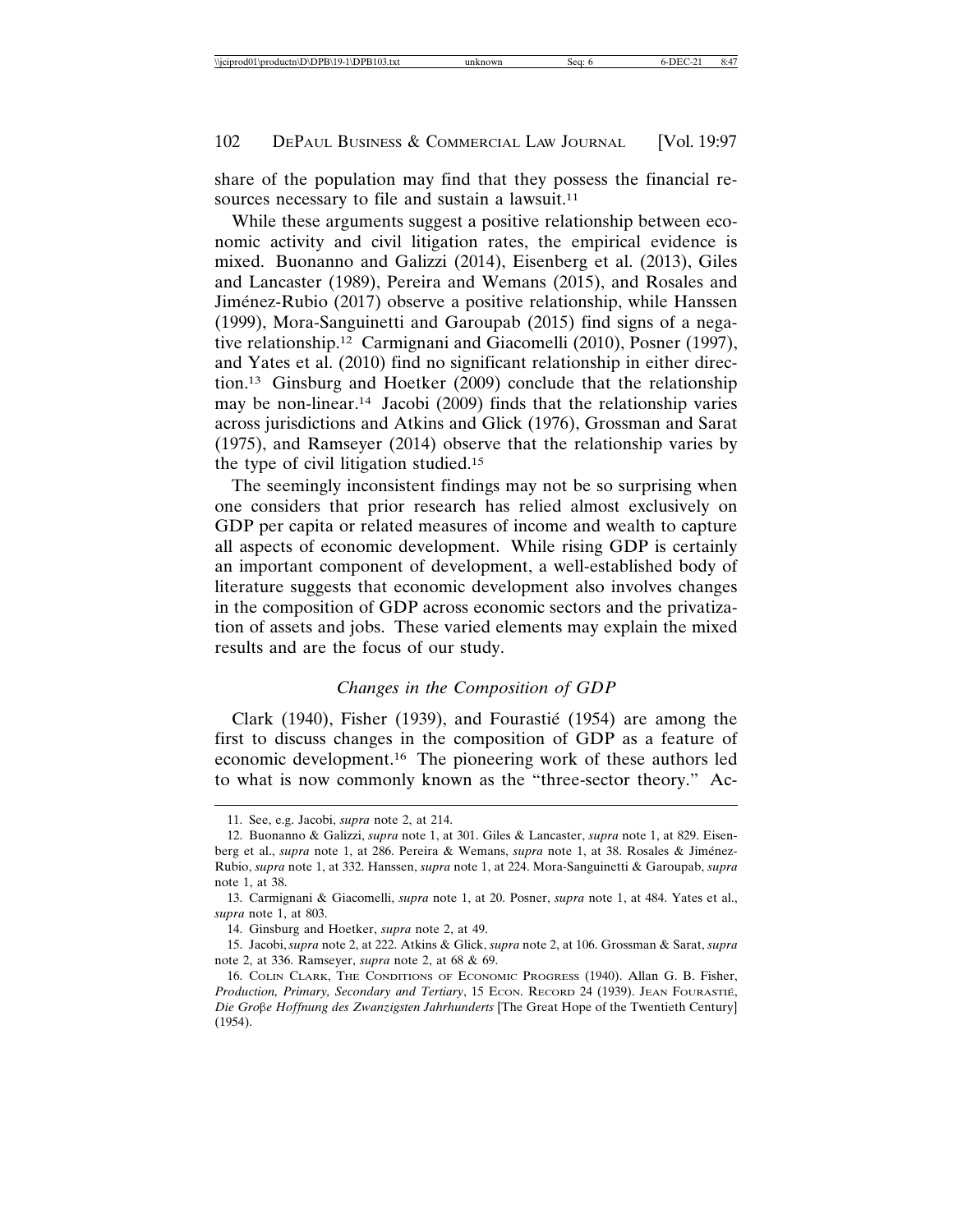share of the population may find that they possess the financial resources necessary to file and sustain a lawsuit.[11]

While these arguments suggest a positive relationship between economic activity and civil litigation rates, the empirical evidence is mixed. Buonanno and Galizzi (2014), Eisenberg et al. (2013), Giles and Lancaster (1989), Pereira and Wemans (2015), and Rosales and Jiménez-Rubio (2017) observe a positive relationship, while Hanssen (1999), Mora-Sanguinetti and Garoupab (2015) find signs of a negative relationship.[12] Carmignani and Giacomelli (2010), Posner (1997), and Yates et al. (2010) find no significant relationship in either direction.[13] Ginsburg and Hoetker (2009) conclude that the relationship may be non-linear.[14] Jacobi (2009) finds that the relationship varies across jurisdictions and Atkins and Glick (1976), Grossman and Sarat (1975), and Ramseyer (2014) observe that the relationship varies by the type of civil litigation studied.[15]

The seemingly inconsistent findings may not be so surprising when one considers that prior research has relied almost exclusively on GDP per capita or related measures of income and wealth to capture all aspects of economic development. While rising GDP is certainly an important component of development, a well-established body of literature suggests that economic development also involves changes in the composition of GDP across economic sectors and the privatization of assets and jobs. These varied elements may explain the mixed results and are the focus of our study.

### *Changes in the Composition of GDP*

Clark (1940), Fisher (1939), and Fourastié (1954) are among the first to discuss changes in the composition of GDP as a feature of economic development.[16] The pioneering work of these authors led to what is now commonly known as the "three-sector theory." Ac-

---

11. See, e.g. Jacobi, *supra* note 2, at 214.

12. Buonanno & Galizzi, *supra* note 1, at 301. Giles & Lancaster, *supra* note 1, at 829. Eisenberg et al., *supra* note 1, at 286. Pereira & Wemans, *supra* note 1, at 38. Rosales & Jiménez-Rubio, *supra* note 1, at 332. Hanssen, *supra* note 1, at 224. Mora-Sanguinetti & Garoupab, *supra* note 1, at 38.

13. Carmignani & Giacomelli, *supra* note 1, at 20. Posner, *supra* note 1, at 484. Yates et al., *supra* note 1, at 803.

14. Ginsburg and Hoetker, *supra* note 2, at 49.

15. Jacobi, *supra* note 2, at 222. Atkins & Glick, *supra* note 2, at 106. Grossman & Sarat, *supra* note 2, at 336. Ramseyer, *supra* note 2, at 68 & 69.

16. COLIN CLARK, THE CONDITIONS OF ECONOMIC PROGRESS (1940). Allan G. B. Fisher, *Production, Primary, Secondary and Tertiary*, 15 ECON. RECORD 24 (1939). JEAN FOURASTIÉ, *Die Groβe Hoffnung des Zwanzigsten Jahrhunderts* [The Great Hope of the Twentieth Century] (1954).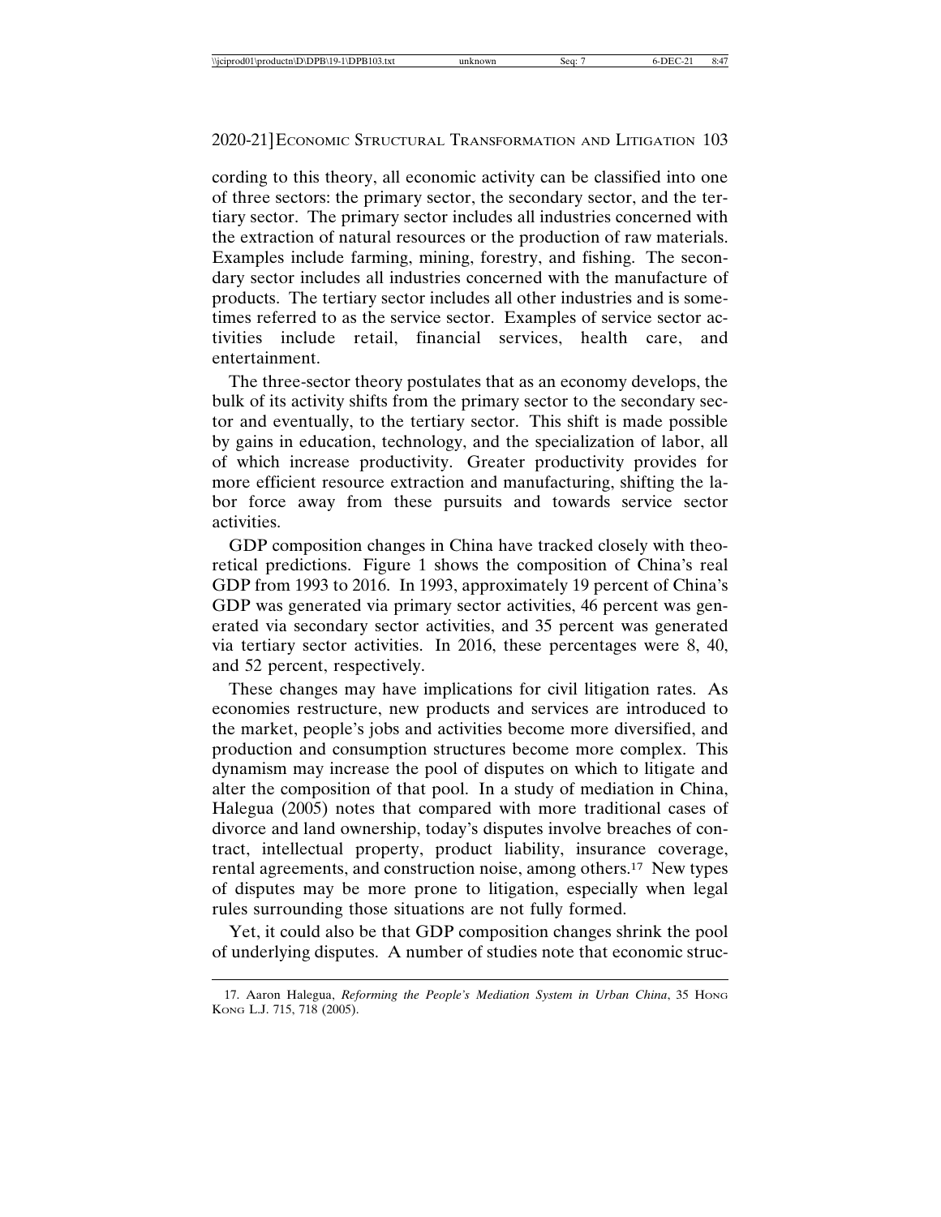cording to this theory, all economic activity can be classified into one of three sectors: the primary sector, the secondary sector, and the tertiary sector. The primary sector includes all industries concerned with the extraction of natural resources or the production of raw materials. Examples include farming, mining, forestry, and fishing. The secondary sector includes all industries concerned with the manufacture of products. The tertiary sector includes all other industries and is sometimes referred to as the service sector. Examples of service sector activities include retail, financial services, health care, and entertainment.

The three-sector theory postulates that as an economy develops, the bulk of its activity shifts from the primary sector to the secondary sector and eventually, to the tertiary sector. This shift is made possible by gains in education, technology, and the specialization of labor, all of which increase productivity. Greater productivity provides for more efficient resource extraction and manufacturing, shifting the labor force away from these pursuits and towards service sector activities.

GDP composition changes in China have tracked closely with theoretical predictions. Figure 1 shows the composition of China's real GDP from 1993 to 2016. In 1993, approximately 19 percent of China's GDP was generated via primary sector activities, 46 percent was generated via secondary sector activities, and 35 percent was generated via tertiary sector activities. In 2016, these percentages were 8, 40, and 52 percent, respectively.

These changes may have implications for civil litigation rates. As economies restructure, new products and services are introduced to the market, people's jobs and activities become more diversified, and production and consumption structures become more complex. This dynamism may increase the pool of disputes on which to litigate and alter the composition of that pool. In a study of mediation in China, Halegua (2005) notes that compared with more traditional cases of divorce and land ownership, today's disputes involve breaches of contract, intellectual property, product liability, insurance coverage, rental agreements, and construction noise, among others.[17] New types of disputes may be more prone to litigation, especially when legal rules surrounding those situations are not fully formed.

Yet, it could also be that GDP composition changes shrink the pool of underlying disputes. A number of studies note that economic struc-

17. Aaron Halegua, *Reforming the People's Mediation System in Urban China*, 35 Hong Kong L.J. 715, 718 (2005).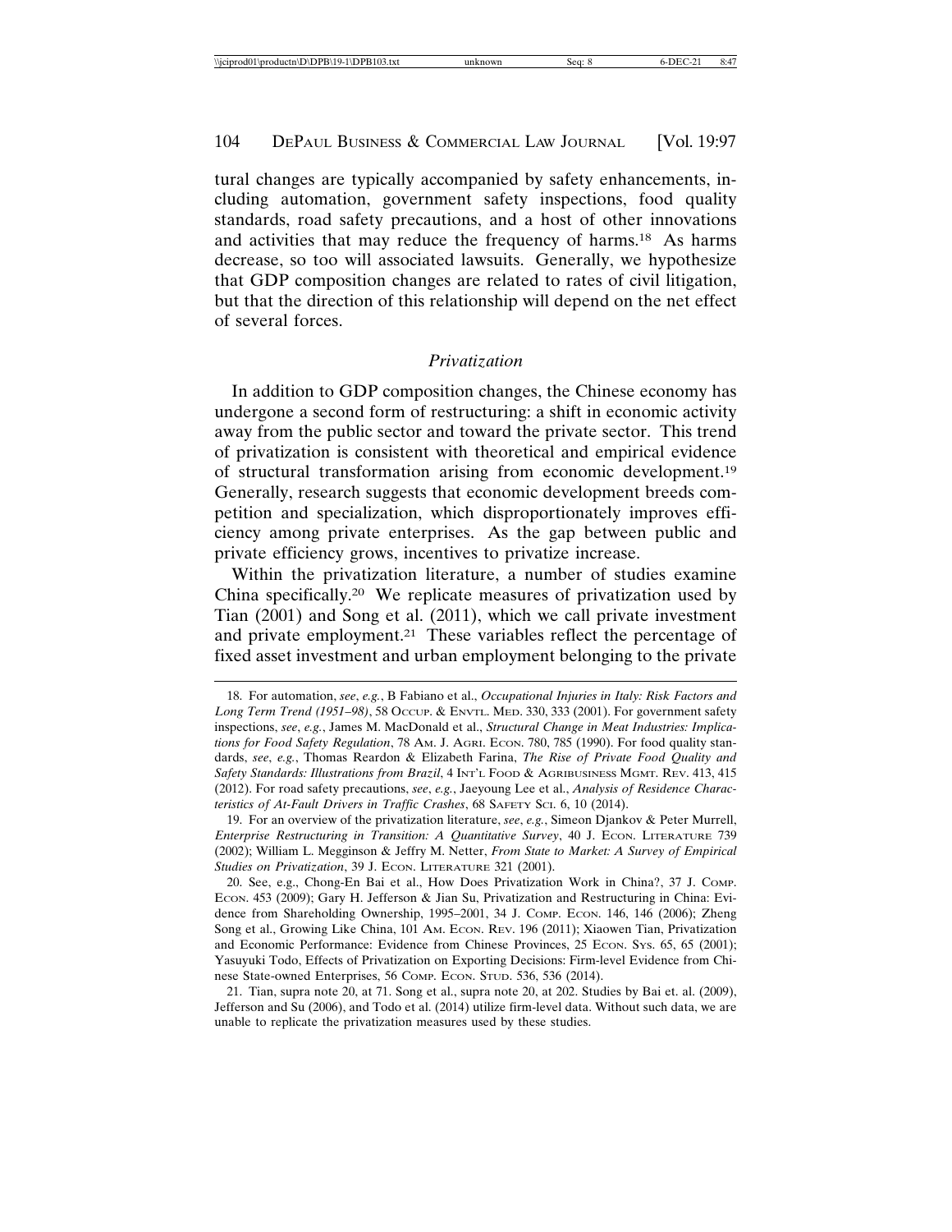tural changes are typically accompanied by safety enhancements, including automation, government safety inspections, food quality standards, road safety precautions, and a host of other innovations and activities that may reduce the frequency of harms.[18] As harms decrease, so too will associated lawsuits. Generally, we hypothesize that GDP composition changes are related to rates of civil litigation, but that the direction of this relationship will depend on the net effect of several forces.

### *Privatization*

In addition to GDP composition changes, the Chinese economy has undergone a second form of restructuring: a shift in economic activity away from the public sector and toward the private sector. This trend of privatization is consistent with theoretical and empirical evidence of structural transformation arising from economic development.[19] Generally, research suggests that economic development breeds competition and specialization, which disproportionately improves efficiency among private enterprises. As the gap between public and private efficiency grows, incentives to privatize increase.

Within the privatization literature, a number of studies examine China specifically.[20] We replicate measures of privatization used by Tian (2001) and Song et al. (2011), which we call private investment and private employment.[21] These variables reflect the percentage of fixed asset investment and urban employment belonging to the private

---

18. For automation, *see*, *e.g.*, B Fabiano et al., *Occupational Injuries in Italy: Risk Factors and Long Term Trend (1951–98)*, 58 Occup. & Envtl. Med. 330, 333 (2001). For government safety inspections, *see*, *e.g.*, James M. MacDonald et al., *Structural Change in Meat Industries: Implications for Food Safety Regulation*, 78 Am. J. Agri. Econ. 780, 785 (1990). For food quality standards, *see*, *e.g.*, Thomas Reardon & Elizabeth Farina, *The Rise of Private Food Quality and Safety Standards: Illustrations from Brazil*, 4 Int'l Food & Agribusiness Mgmt. Rev. 413, 415 (2012). For road safety precautions, *see*, *e.g.*, Jaeyoung Lee et al., *Analysis of Residence Characteristics of At-Fault Drivers in Traffic Crashes*, 68 Safety Sci. 6, 10 (2014).

19. For an overview of the privatization literature, *see*, *e.g.*, Simeon Djankov & Peter Murrell, *Enterprise Restructuring in Transition: A Quantitative Survey*, 40 J. Econ. Literature 739 (2002); William L. Megginson & Jeffry M. Netter, *From State to Market: A Survey of Empirical Studies on Privatization*, 39 J. Econ. Literature 321 (2001).

20. See, e.g., Chong-En Bai et al., How Does Privatization Work in China?, 37 J. Comp. Econ. 453 (2009); Gary H. Jefferson & Jian Su, Privatization and Restructuring in China: Evidence from Shareholding Ownership, 1995–2001, 34 J. Comp. Econ. 146, 146 (2006); Zheng Song et al., Growing Like China, 101 Am. Econ. Rev. 196 (2011); Xiaowen Tian, Privatization and Economic Performance: Evidence from Chinese Provinces, 25 Econ. Sys. 65, 65 (2001); Yasuyuki Todo, Effects of Privatization on Exporting Decisions: Firm-level Evidence from Chinese State-owned Enterprises, 56 Comp. Econ. Stud. 536, 536 (2014).

21. Tian, supra note 20, at 71. Song et al., supra note 20, at 202. Studies by Bai et. al. (2009), Jefferson and Su (2006), and Todo et al. (2014) utilize firm-level data. Without such data, we are unable to replicate the privatization measures used by these studies.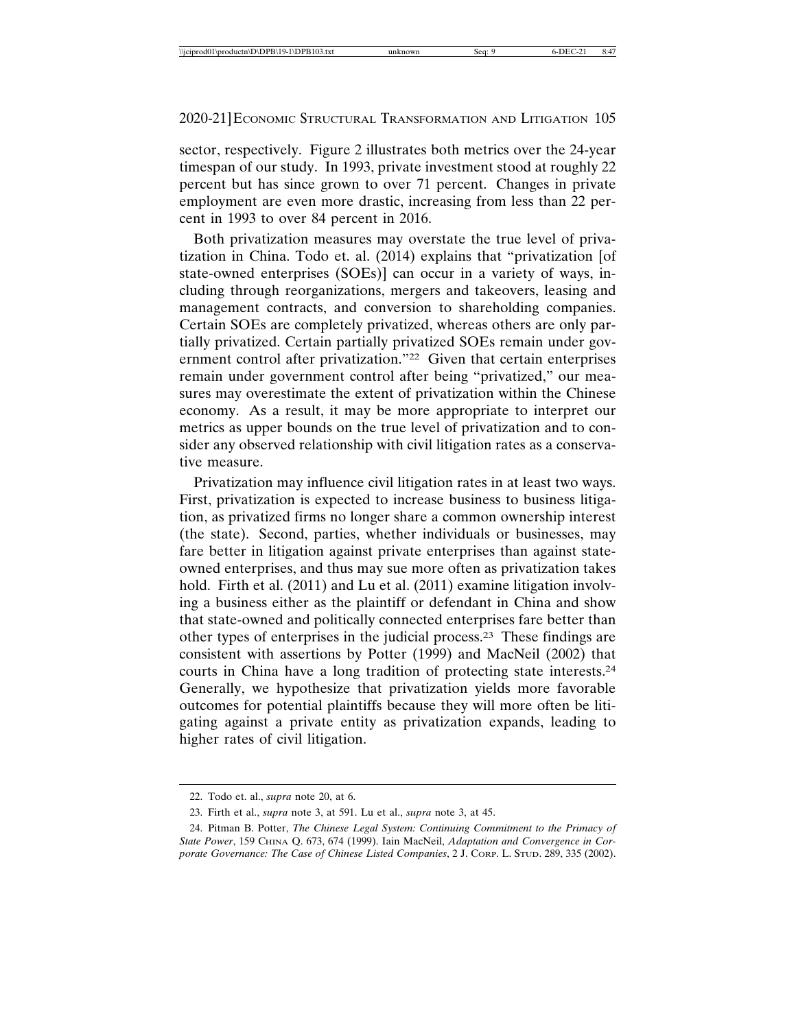sector, respectively. Figure 2 illustrates both metrics over the 24-year timespan of our study. In 1993, private investment stood at roughly 22 percent but has since grown to over 71 percent. Changes in private employment are even more drastic, increasing from less than 22 percent in 1993 to over 84 percent in 2016.

Both privatization measures may overstate the true level of privatization in China. Todo et. al. (2014) explains that "privatization [of state-owned enterprises (SOEs)] can occur in a variety of ways, including through reorganizations, mergers and takeovers, leasing and management contracts, and conversion to shareholding companies. Certain SOEs are completely privatized, whereas others are only partially privatized. Certain partially privatized SOEs remain under government control after privatization."[22] Given that certain enterprises remain under government control after being "privatized," our measures may overestimate the extent of privatization within the Chinese economy. As a result, it may be more appropriate to interpret our metrics as upper bounds on the true level of privatization and to consider any observed relationship with civil litigation rates as a conservative measure.

Privatization may influence civil litigation rates in at least two ways. First, privatization is expected to increase business to business litigation, as privatized firms no longer share a common ownership interest (the state). Second, parties, whether individuals or businesses, may fare better in litigation against private enterprises than against state-owned enterprises, and thus may sue more often as privatization takes hold. Firth et al. (2011) and Lu et al. (2011) examine litigation involving a business either as the plaintiff or defendant in China and show that state-owned and politically connected enterprises fare better than other types of enterprises in the judicial process.[23] These findings are consistent with assertions by Potter (1999) and MacNeil (2002) that courts in China have a long tradition of protecting state interests.[24] Generally, we hypothesize that privatization yields more favorable outcomes for potential plaintiffs because they will more often be litigating against a private entity as privatization expands, leading to higher rates of civil litigation.

---

22. Todo et. al., *supra* note 20, at 6.

23. Firth et al., *supra* note 3, at 591. Lu et al., *supra* note 3, at 45.

24. Pitman B. Potter, *The Chinese Legal System: Continuing Commitment to the Primacy of State Power*, 159 CHINA Q. 673, 674 (1999). Iain MacNeil, *Adaptation and Convergence in Corporate Governance: The Case of Chinese Listed Companies*, 2 J. CORP. L. STUD. 289, 335 (2002).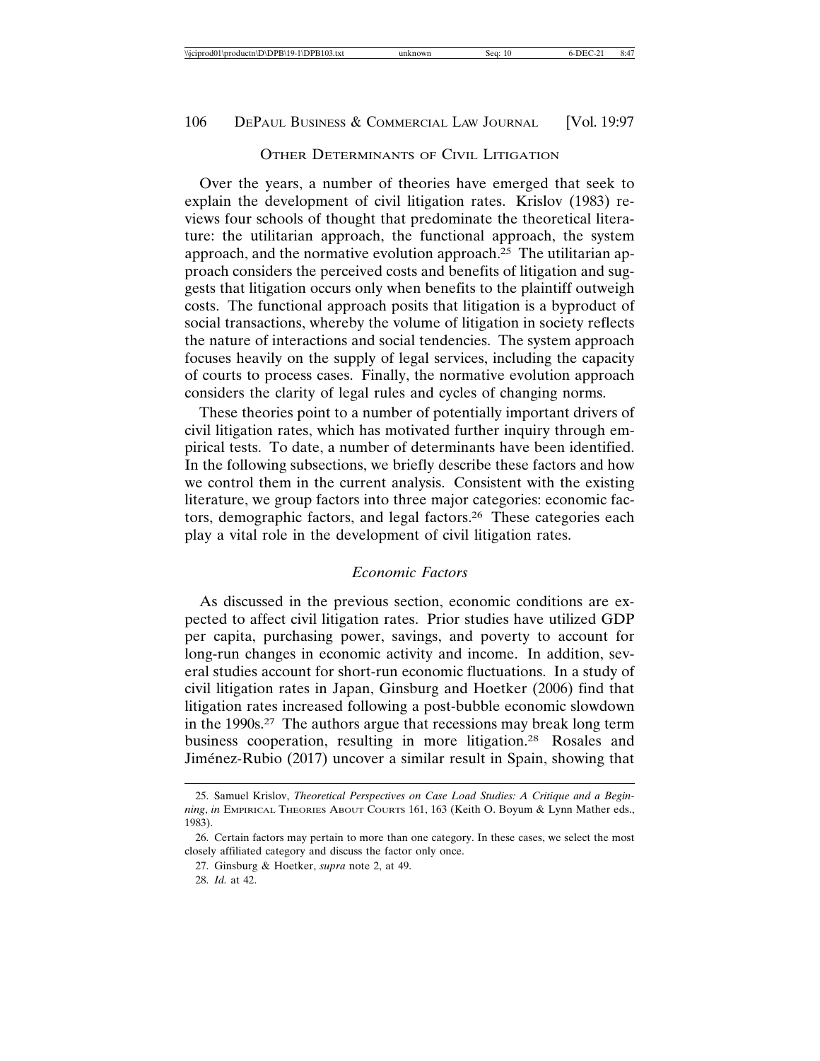## Other Determinants of Civil Litigation

Over the years, a number of theories have emerged that seek to explain the development of civil litigation rates. Krislov (1983) reviews four schools of thought that predominate the theoretical literature: the utilitarian approach, the functional approach, the system approach, and the normative evolution approach.[25] The utilitarian approach considers the perceived costs and benefits of litigation and suggests that litigation occurs only when benefits to the plaintiff outweigh costs. The functional approach posits that litigation is a byproduct of social transactions, whereby the volume of litigation in society reflects the nature of interactions and social tendencies. The system approach focuses heavily on the supply of legal services, including the capacity of courts to process cases. Finally, the normative evolution approach considers the clarity of legal rules and cycles of changing norms.

These theories point to a number of potentially important drivers of civil litigation rates, which has motivated further inquiry through empirical tests. To date, a number of determinants have been identified. In the following subsections, we briefly describe these factors and how we control them in the current analysis. Consistent with the existing literature, we group factors into three major categories: economic factors, demographic factors, and legal factors.[26] These categories each play a vital role in the development of civil litigation rates.

### *Economic Factors*

As discussed in the previous section, economic conditions are expected to affect civil litigation rates. Prior studies have utilized GDP per capita, purchasing power, savings, and poverty to account for long-run changes in economic activity and income. In addition, several studies account for short-run economic fluctuations. In a study of civil litigation rates in Japan, Ginsburg and Hoetker (2006) find that litigation rates increased following a post-bubble economic slowdown in the 1990s.[27] The authors argue that recessions may break long term business cooperation, resulting in more litigation.[28] Rosales and Jiménez-Rubio (2017) uncover a similar result in Spain, showing that

---

25. Samuel Krislov, *Theoretical Perspectives on Case Load Studies: A Critique and a Beginning*, *in* Empirical Theories About Courts 161, 163 (Keith O. Boyum & Lynn Mather eds., 1983).

26. Certain factors may pertain to more than one category. In these cases, we select the most closely affiliated category and discuss the factor only once.

27. Ginsburg & Hoetker, *supra* note 2, at 49.

28. *Id.* at 42.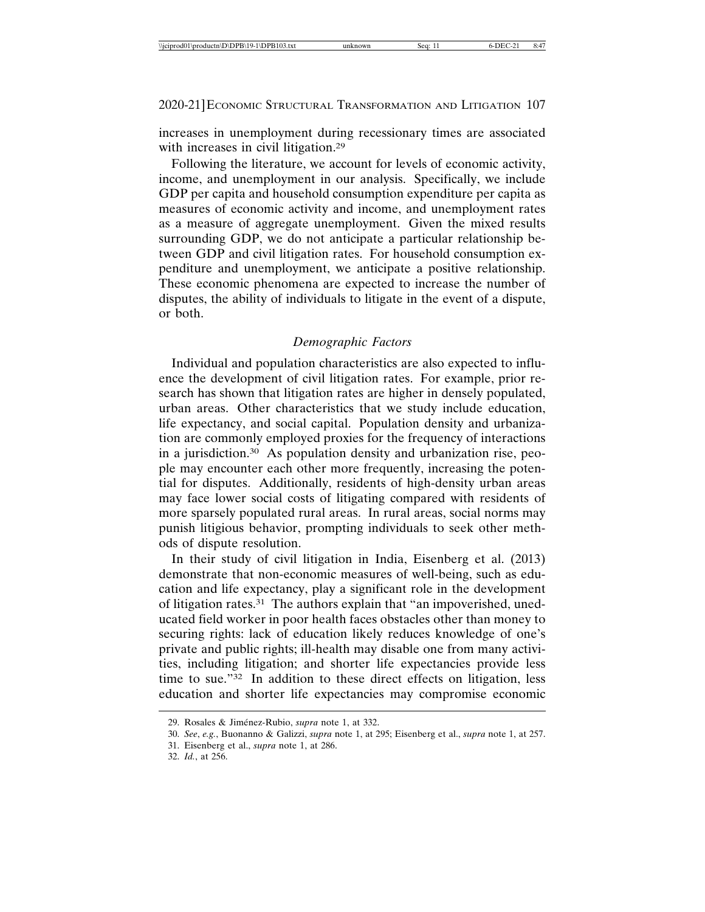increases in unemployment during recessionary times are associated with increases in civil litigation.[29]

Following the literature, we account for levels of economic activity, income, and unemployment in our analysis. Specifically, we include GDP per capita and household consumption expenditure per capita as measures of economic activity and income, and unemployment rates as a measure of aggregate unemployment. Given the mixed results surrounding GDP, we do not anticipate a particular relationship between GDP and civil litigation rates. For household consumption expenditure and unemployment, we anticipate a positive relationship. These economic phenomena are expected to increase the number of disputes, the ability of individuals to litigate in the event of a dispute, or both.

### *Demographic Factors*

Individual and population characteristics are also expected to influence the development of civil litigation rates. For example, prior research has shown that litigation rates are higher in densely populated, urban areas. Other characteristics that we study include education, life expectancy, and social capital. Population density and urbanization are commonly employed proxies for the frequency of interactions in a jurisdiction.[30] As population density and urbanization rise, people may encounter each other more frequently, increasing the potential for disputes. Additionally, residents of high-density urban areas may face lower social costs of litigating compared with residents of more sparsely populated rural areas. In rural areas, social norms may punish litigious behavior, prompting individuals to seek other methods of dispute resolution.

In their study of civil litigation in India, Eisenberg et al. (2013) demonstrate that non-economic measures of well-being, such as education and life expectancy, play a significant role in the development of litigation rates.[31] The authors explain that "an impoverished, uneducated field worker in poor health faces obstacles other than money to securing rights: lack of education likely reduces knowledge of one's private and public rights; ill-health may disable one from many activities, including litigation; and shorter life expectancies provide less time to sue."[32] In addition to these direct effects on litigation, less education and shorter life expectancies may compromise economic

29. Rosales & Jiménez-Rubio, *supra* note 1, at 332.

30. *See*, *e.g.*, Buonanno & Galizzi, *supra* note 1, at 295; Eisenberg et al., *supra* note 1, at 257.

31. Eisenberg et al., *supra* note 1, at 286.

32. *Id.*, at 256.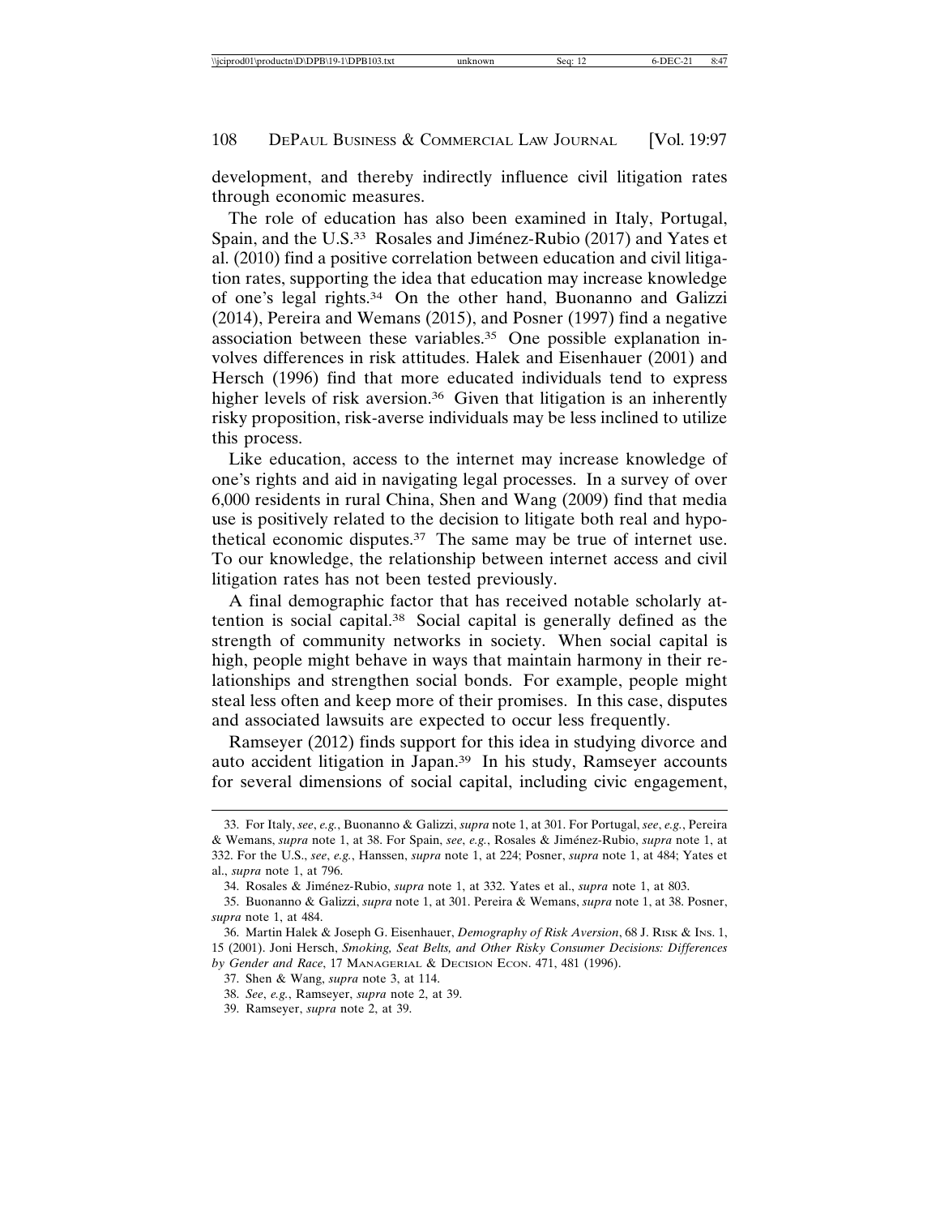development, and thereby indirectly influence civil litigation rates through economic measures.

The role of education has also been examined in Italy, Portugal, Spain, and the U.S.[33] Rosales and Jiménez-Rubio (2017) and Yates et al. (2010) find a positive correlation between education and civil litigation rates, supporting the idea that education may increase knowledge of one's legal rights.[34] On the other hand, Buonanno and Galizzi (2014), Pereira and Wemans (2015), and Posner (1997) find a negative association between these variables.[35] One possible explanation involves differences in risk attitudes. Halek and Eisenhauer (2001) and Hersch (1996) find that more educated individuals tend to express higher levels of risk aversion.[36] Given that litigation is an inherently risky proposition, risk-averse individuals may be less inclined to utilize this process.

Like education, access to the internet may increase knowledge of one's rights and aid in navigating legal processes. In a survey of over 6,000 residents in rural China, Shen and Wang (2009) find that media use is positively related to the decision to litigate both real and hypothetical economic disputes.[37] The same may be true of internet use. To our knowledge, the relationship between internet access and civil litigation rates has not been tested previously.

A final demographic factor that has received notable scholarly attention is social capital.[38] Social capital is generally defined as the strength of community networks in society. When social capital is high, people might behave in ways that maintain harmony in their relationships and strengthen social bonds. For example, people might steal less often and keep more of their promises. In this case, disputes and associated lawsuits are expected to occur less frequently.

Ramseyer (2012) finds support for this idea in studying divorce and auto accident litigation in Japan.[39] In his study, Ramseyer accounts for several dimensions of social capital, including civic engagement,

---

33. For Italy, *see*, *e.g.*, Buonanno & Galizzi, *supra* note 1, at 301. For Portugal, *see*, *e.g.*, Pereira & Wemans, *supra* note 1, at 38. For Spain, *see*, *e.g.*, Rosales & Jiménez-Rubio, *supra* note 1, at 332. For the U.S., *see*, *e.g.*, Hanssen, *supra* note 1, at 224; Posner, *supra* note 1, at 484; Yates et al., *supra* note 1, at 796.

34. Rosales & Jiménez-Rubio, *supra* note 1, at 332. Yates et al., *supra* note 1, at 803.

35. Buonanno & Galizzi, *supra* note 1, at 301. Pereira & Wemans, *supra* note 1, at 38. Posner, *supra* note 1, at 484.

36. Martin Halek & Joseph G. Eisenhauer, *Demography of Risk Aversion*, 68 J. RISK & INS. 1, 15 (2001). Joni Hersch, *Smoking, Seat Belts, and Other Risky Consumer Decisions: Differences by Gender and Race*, 17 MANAGERIAL & DECISION ECON. 471, 481 (1996).

37. Shen & Wang, *supra* note 3, at 114.

38. *See*, *e.g.*, Ramseyer, *supra* note 2, at 39.

39. Ramseyer, *supra* note 2, at 39.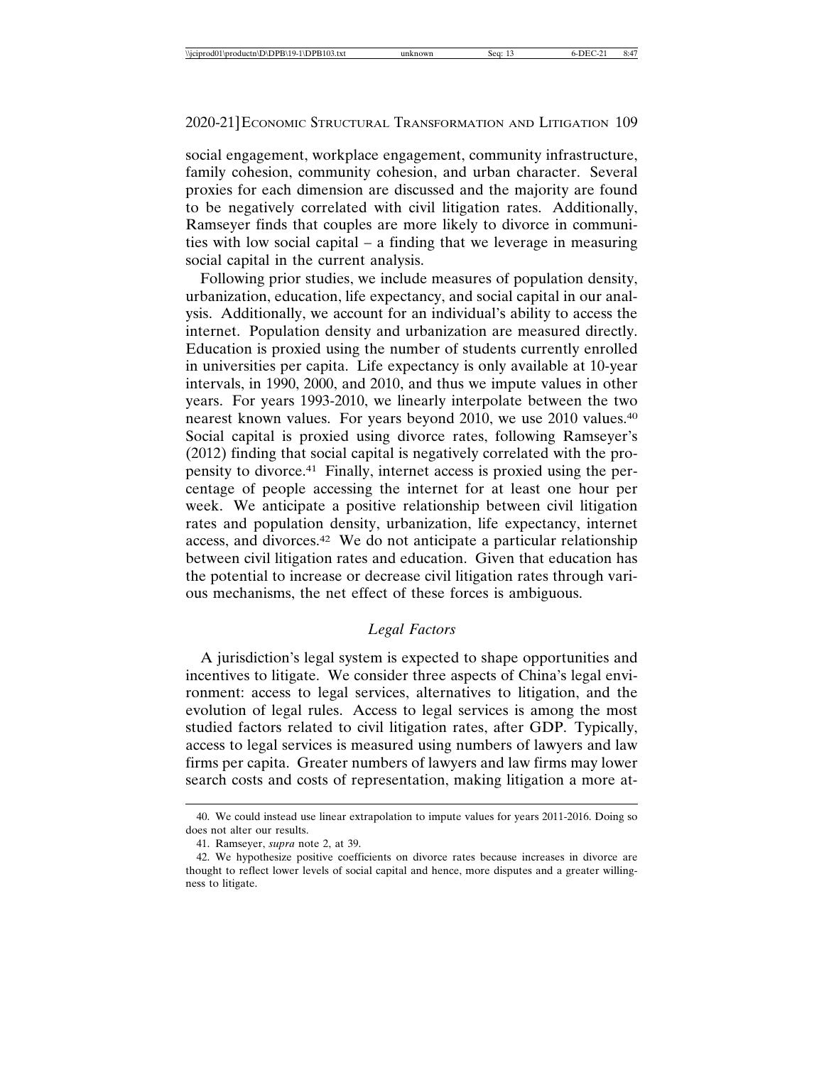social engagement, workplace engagement, community infrastructure, family cohesion, community cohesion, and urban character. Several proxies for each dimension are discussed and the majority are found to be negatively correlated with civil litigation rates. Additionally, Ramseyer finds that couples are more likely to divorce in communities with low social capital – a finding that we leverage in measuring social capital in the current analysis.

Following prior studies, we include measures of population density, urbanization, education, life expectancy, and social capital in our analysis. Additionally, we account for an individual's ability to access the internet. Population density and urbanization are measured directly. Education is proxied using the number of students currently enrolled in universities per capita. Life expectancy is only available at 10-year intervals, in 1990, 2000, and 2010, and thus we impute values in other years. For years 1993-2010, we linearly interpolate between the two nearest known values. For years beyond 2010, we use 2010 values.[40] Social capital is proxied using divorce rates, following Ramseyer's (2012) finding that social capital is negatively correlated with the propensity to divorce.[41] Finally, internet access is proxied using the percentage of people accessing the internet for at least one hour per week. We anticipate a positive relationship between civil litigation rates and population density, urbanization, life expectancy, internet access, and divorces.[42] We do not anticipate a particular relationship between civil litigation rates and education. Given that education has the potential to increase or decrease civil litigation rates through various mechanisms, the net effect of these forces is ambiguous.

### *Legal Factors*

A jurisdiction's legal system is expected to shape opportunities and incentives to litigate. We consider three aspects of China's legal environment: access to legal services, alternatives to litigation, and the evolution of legal rules. Access to legal services is among the most studied factors related to civil litigation rates, after GDP. Typically, access to legal services is measured using numbers of lawyers and law firms per capita. Greater numbers of lawyers and law firms may lower search costs and costs of representation, making litigation a more at-

40. We could instead use linear extrapolation to impute values for years 2011-2016. Doing so does not alter our results.

41. Ramseyer, *supra* note 2, at 39.

42. We hypothesize positive coefficients on divorce rates because increases in divorce are thought to reflect lower levels of social capital and hence, more disputes and a greater willingness to litigate.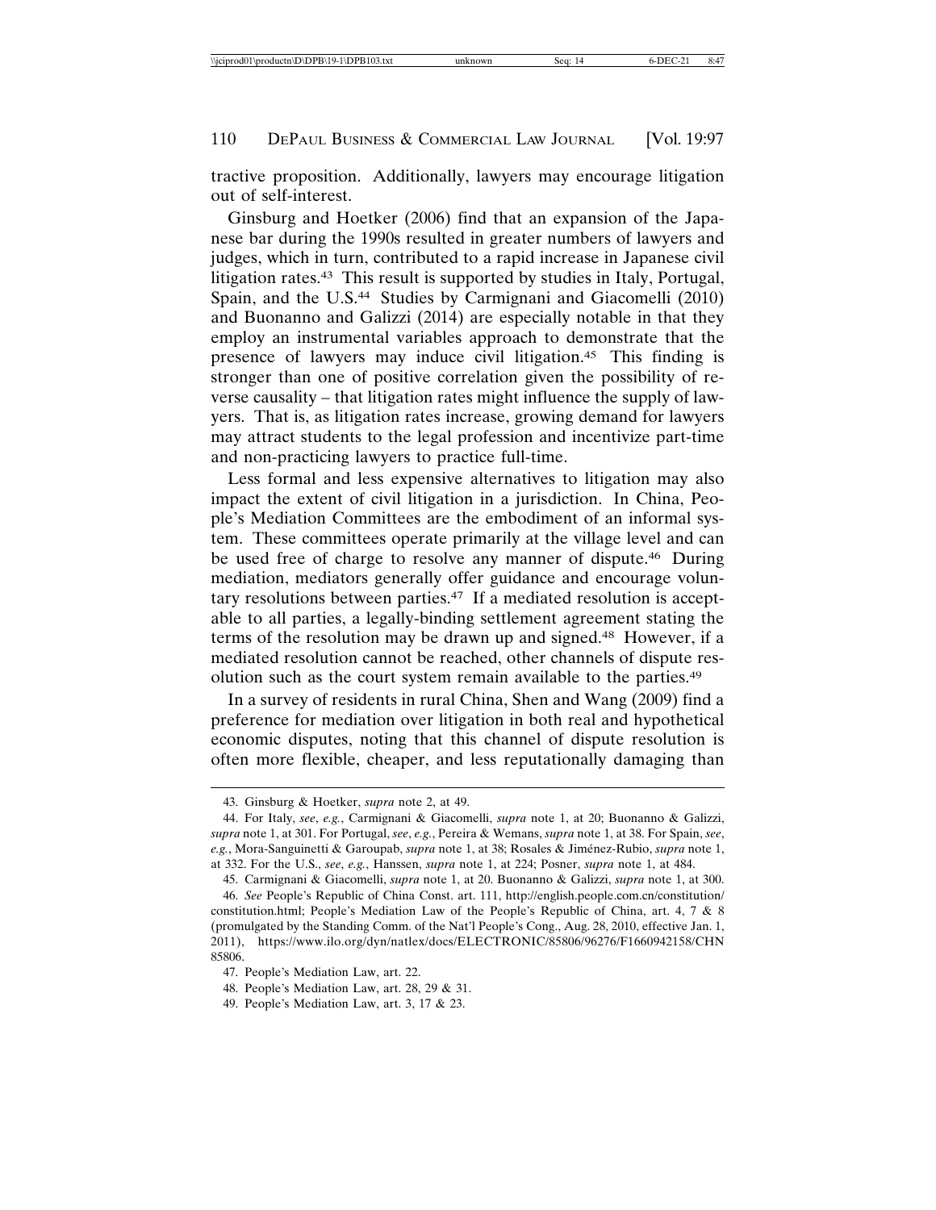tractive proposition. Additionally, lawyers may encourage litigation out of self-interest.

Ginsburg and Hoetker (2006) find that an expansion of the Japanese bar during the 1990s resulted in greater numbers of lawyers and judges, which in turn, contributed to a rapid increase in Japanese civil litigation rates.[43] This result is supported by studies in Italy, Portugal, Spain, and the U.S.[44] Studies by Carmignani and Giacomelli (2010) and Buonanno and Galizzi (2014) are especially notable in that they employ an instrumental variables approach to demonstrate that the presence of lawyers may induce civil litigation.[45] This finding is stronger than one of positive correlation given the possibility of reverse causality – that litigation rates might influence the supply of lawyers. That is, as litigation rates increase, growing demand for lawyers may attract students to the legal profession and incentivize part-time and non-practicing lawyers to practice full-time.

Less formal and less expensive alternatives to litigation may also impact the extent of civil litigation in a jurisdiction. In China, People's Mediation Committees are the embodiment of an informal system. These committees operate primarily at the village level and can be used free of charge to resolve any manner of dispute.[46] During mediation, mediators generally offer guidance and encourage voluntary resolutions between parties.[47] If a mediated resolution is acceptable to all parties, a legally-binding settlement agreement stating the terms of the resolution may be drawn up and signed.[48] However, if a mediated resolution cannot be reached, other channels of dispute resolution such as the court system remain available to the parties.[49]

In a survey of residents in rural China, Shen and Wang (2009) find a preference for mediation over litigation in both real and hypothetical economic disputes, noting that this channel of dispute resolution is often more flexible, cheaper, and less reputationally damaging than

---

43. Ginsburg & Hoetker, *supra* note 2, at 49.

44. For Italy, *see*, *e.g.*, Carmignani & Giacomelli, *supra* note 1, at 20; Buonanno & Galizzi, *supra* note 1, at 301. For Portugal, *see*, *e.g.*, Pereira & Wemans, *supra* note 1, at 38. For Spain, *see*, *e.g.*, Mora-Sanguinetti & Garoupab, *supra* note 1, at 38; Rosales & Jiménez-Rubio, *supra* note 1, at 332. For the U.S., *see*, *e.g.*, Hanssen, *supra* note 1, at 224; Posner, *supra* note 1, at 484.

45. Carmignani & Giacomelli, *supra* note 1, at 20. Buonanno & Galizzi, *supra* note 1, at 300.

46. *See* People's Republic of China Const. art. 111, http://english.people.com.cn/constitution/constitution.html; People's Mediation Law of the People's Republic of China, art. 4, 7 & 8 (promulgated by the Standing Comm. of the Nat'l People's Cong., Aug. 28, 2010, effective Jan. 1, 2011), https://www.ilo.org/dyn/natlex/docs/ELECTRONIC/85806/96276/F1660942158/CHN85806.

47. People's Mediation Law, art. 22.

48. People's Mediation Law, art. 28, 29 & 31.

49. People's Mediation Law, art. 3, 17 & 23.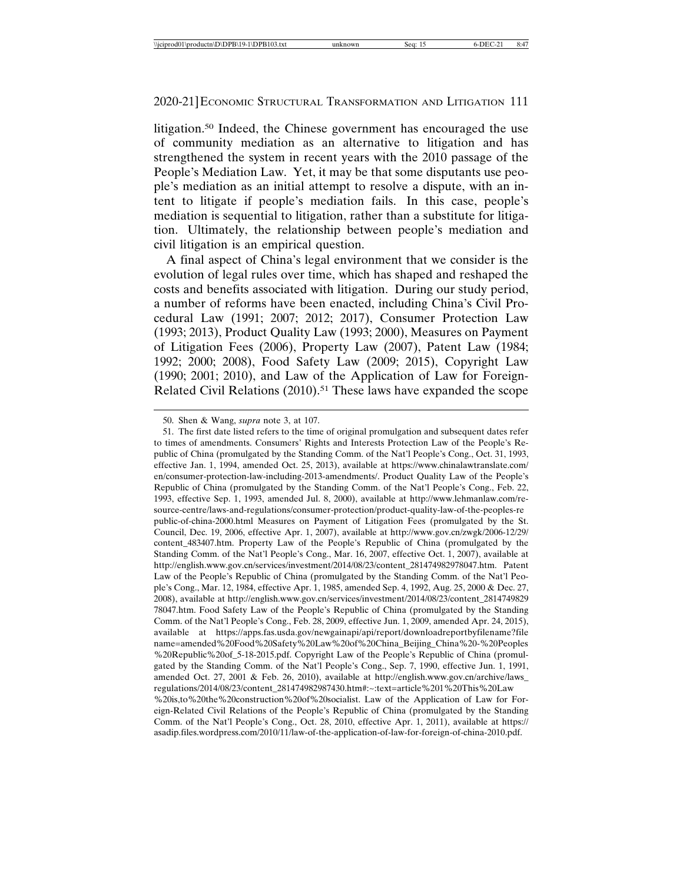litigation.[50] Indeed, the Chinese government has encouraged the use of community mediation as an alternative to litigation and has strengthened the system in recent years with the 2010 passage of the People's Mediation Law. Yet, it may be that some disputants use people's mediation as an initial attempt to resolve a dispute, with an intent to litigate if people's mediation fails. In this case, people's mediation is sequential to litigation, rather than a substitute for litigation. Ultimately, the relationship between people's mediation and civil litigation is an empirical question.

A final aspect of China's legal environment that we consider is the evolution of legal rules over time, which has shaped and reshaped the costs and benefits associated with litigation. During our study period, a number of reforms have been enacted, including China's Civil Procedural Law (1991; 2007; 2012; 2017), Consumer Protection Law (1993; 2013), Product Quality Law (1993; 2000), Measures on Payment of Litigation Fees (2006), Property Law (2007), Patent Law (1984; 1992; 2000; 2008), Food Safety Law (2009; 2015), Copyright Law (1990; 2001; 2010), and Law of the Application of Law for Foreign-Related Civil Relations (2010).[51] These laws have expanded the scope

---

50. Shen & Wang, *supra* note 3, at 107.

51. The first date listed refers to the time of original promulgation and subsequent dates refer to times of amendments. Consumers' Rights and Interests Protection Law of the People's Republic of China (promulgated by the Standing Comm. of the Nat'l People's Cong., Oct. 31, 1993, effective Jan. 1, 1994, amended Oct. 25, 2013), available at https://www.chinalawtranslate.com/en/consumer-protection-law-including-2013-amendments/. Product Quality Law of the People's Republic of China (promulgated by the Standing Comm. of the Nat'l People's Cong., Feb. 22, 1993, effective Sep. 1, 1993, amended Jul. 8, 2000), available at http://www.lehmanlaw.com/resource-centre/laws-and-regulations/consumer-protection/product-quality-law-of-the-peoples-republic-of-china-2000.html Measures on Payment of Litigation Fees (promulgated by the St. Council, Dec. 19, 2006, effective Apr. 1, 2007), available at http://www.gov.cn/zwgk/2006-12/29/content_483407.htm. Property Law of the People's Republic of China (promulgated by the Standing Comm. of the Nat'l People's Cong., Mar. 16, 2007, effective Oct. 1, 2007), available at http://english.www.gov.cn/services/investment/2014/08/23/content_281474982978047.htm. Patent Law of the People's Republic of China (promulgated by the Standing Comm. of the Nat'l People's Cong., Mar. 12, 1984, effective Apr. 1, 1985, amended Sep. 4, 1992, Aug. 25, 2000 & Dec. 27, 2008), available at http://english.www.gov.cn/services/investment/2014/08/23/content_281474982978047.htm. Food Safety Law of the People's Republic of China (promulgated by the Standing Comm. of the Nat'l People's Cong., Feb. 28, 2009, effective Jun. 1, 2009, amended Apr. 24, 2015), available at https://apps.fas.usda.gov/newgainapi/api/report/downloadreportbyfilename?filename=amended%20Food%20Safety%20Law%20of%20China_Beijing_China%20-%20Peoples%20Republic%20of_5-18-2015.pdf. Copyright Law of the People's Republic of China (promulgated by the Standing Comm. of the Nat'l People's Cong., Sep. 7, 1990, effective Jun. 1, 1991, amended Oct. 27, 2001 & Feb. 26, 2010), available at http://english.www.gov.cn/archive/laws_regulations/2014/08/23/content_281474982987430.htm#:~:text=article%201%20This%20Law%20is,to%20the%20construction%20of%20socialist. Law of the Application of Law for Foreign-Related Civil Relations of the People's Republic of China (promulgated by the Standing Comm. of the Nat'l People's Cong., Oct. 28, 2010, effective Apr. 1, 2011), available at https://asadip.files.wordpress.com/2010/11/law-of-the-application-of-law-for-foreign-of-china-2010.pdf.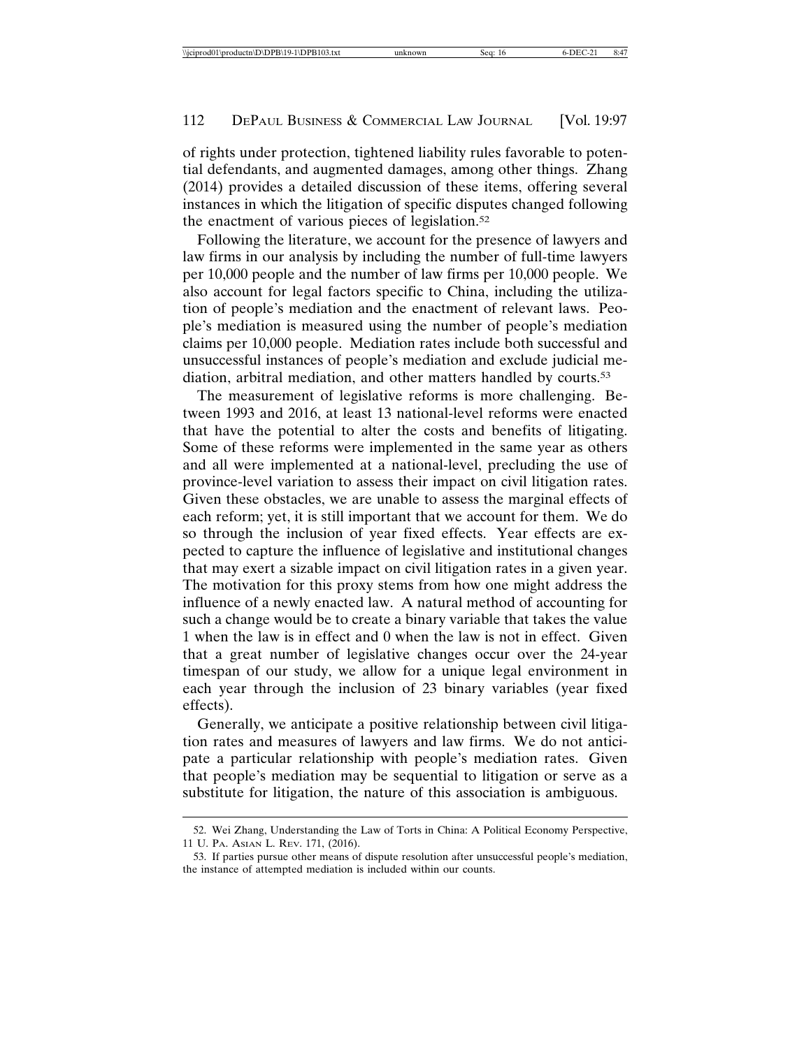of rights under protection, tightened liability rules favorable to potential defendants, and augmented damages, among other things. Zhang (2014) provides a detailed discussion of these items, offering several instances in which the litigation of specific disputes changed following the enactment of various pieces of legislation.[52]

Following the literature, we account for the presence of lawyers and law firms in our analysis by including the number of full-time lawyers per 10,000 people and the number of law firms per 10,000 people. We also account for legal factors specific to China, including the utilization of people's mediation and the enactment of relevant laws. People's mediation is measured using the number of people's mediation claims per 10,000 people. Mediation rates include both successful and unsuccessful instances of people's mediation and exclude judicial mediation, arbitral mediation, and other matters handled by courts.[53]

The measurement of legislative reforms is more challenging. Between 1993 and 2016, at least 13 national-level reforms were enacted that have the potential to alter the costs and benefits of litigating. Some of these reforms were implemented in the same year as others and all were implemented at a national-level, precluding the use of province-level variation to assess their impact on civil litigation rates. Given these obstacles, we are unable to assess the marginal effects of each reform; yet, it is still important that we account for them. We do so through the inclusion of year fixed effects. Year effects are expected to capture the influence of legislative and institutional changes that may exert a sizable impact on civil litigation rates in a given year. The motivation for this proxy stems from how one might address the influence of a newly enacted law. A natural method of accounting for such a change would be to create a binary variable that takes the value 1 when the law is in effect and 0 when the law is not in effect. Given that a great number of legislative changes occur over the 24-year timespan of our study, we allow for a unique legal environment in each year through the inclusion of 23 binary variables (year fixed effects).

Generally, we anticipate a positive relationship between civil litigation rates and measures of lawyers and law firms. We do not anticipate a particular relationship with people's mediation rates. Given that people's mediation may be sequential to litigation or serve as a substitute for litigation, the nature of this association is ambiguous.

---

52. Wei Zhang, Understanding the Law of Torts in China: A Political Economy Perspective, 11 U. PA. ASIAN L. REV. 171, (2016).

53. If parties pursue other means of dispute resolution after unsuccessful people's mediation, the instance of attempted mediation is included within our counts.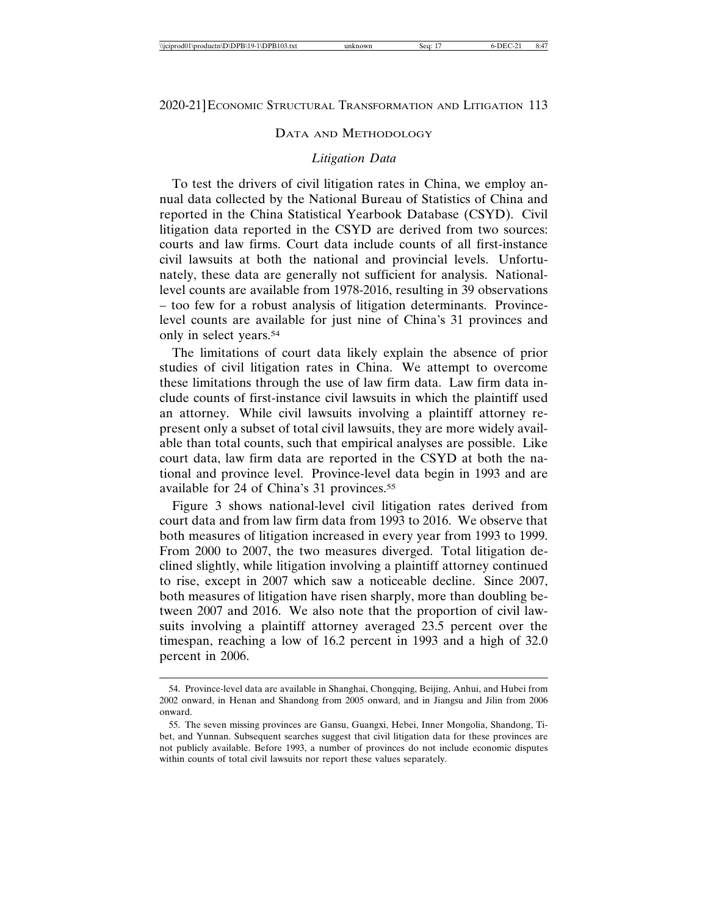## Data and Methodology

### *Litigation Data*

To test the drivers of civil litigation rates in China, we employ annual data collected by the National Bureau of Statistics of China and reported in the China Statistical Yearbook Database (CSYD). Civil litigation data reported in the CSYD are derived from two sources: courts and law firms. Court data include counts of all first-instance civil lawsuits at both the national and provincial levels. Unfortunately, these data are generally not sufficient for analysis. National-level counts are available from 1978-2016, resulting in 39 observations – too few for a robust analysis of litigation determinants. Province-level counts are available for just nine of China's 31 provinces and only in select years.[54]

The limitations of court data likely explain the absence of prior studies of civil litigation rates in China. We attempt to overcome these limitations through the use of law firm data. Law firm data include counts of first-instance civil lawsuits in which the plaintiff used an attorney. While civil lawsuits involving a plaintiff attorney represent only a subset of total civil lawsuits, they are more widely available than total counts, such that empirical analyses are possible. Like court data, law firm data are reported in the CSYD at both the national and province level. Province-level data begin in 1993 and are available for 24 of China's 31 provinces.[55]

Figure 3 shows national-level civil litigation rates derived from court data and from law firm data from 1993 to 2016. We observe that both measures of litigation increased in every year from 1993 to 1999. From 2000 to 2007, the two measures diverged. Total litigation declined slightly, while litigation involving a plaintiff attorney continued to rise, except in 2007 which saw a noticeable decline. Since 2007, both measures of litigation have risen sharply, more than doubling between 2007 and 2016. We also note that the proportion of civil lawsuits involving a plaintiff attorney averaged 23.5 percent over the timespan, reaching a low of 16.2 percent in 1993 and a high of 32.0 percent in 2006.

---

54. Province-level data are available in Shanghai, Chongqing, Beijing, Anhui, and Hubei from 2002 onward, in Henan and Shandong from 2005 onward, and in Jiangsu and Jilin from 2006 onward.

55. The seven missing provinces are Gansu, Guangxi, Hebei, Inner Mongolia, Shandong, Tibet, and Yunnan. Subsequent searches suggest that civil litigation data for these provinces are not publicly available. Before 1993, a number of provinces do not include economic disputes within counts of total civil lawsuits nor report these values separately.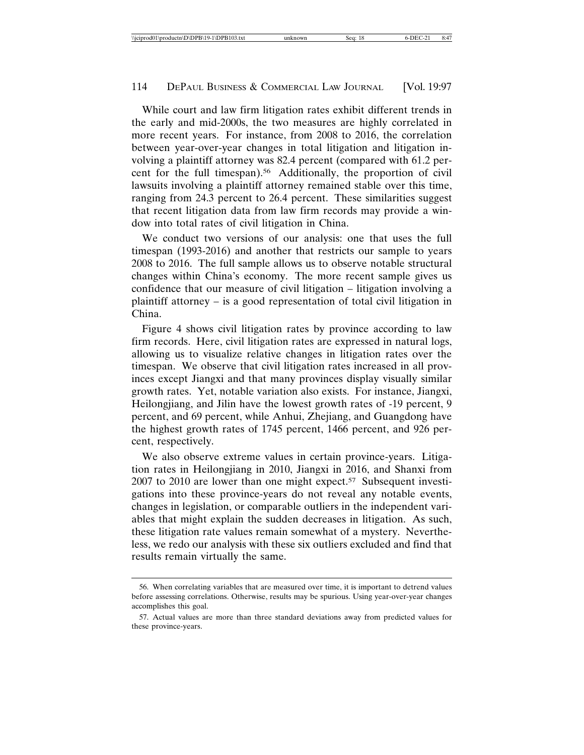While court and law firm litigation rates exhibit different trends in the early and mid-2000s, the two measures are highly correlated in more recent years. For instance, from 2008 to 2016, the correlation between year-over-year changes in total litigation and litigation involving a plaintiff attorney was 82.4 percent (compared with 61.2 percent for the full timespan).[56] Additionally, the proportion of civil lawsuits involving a plaintiff attorney remained stable over this time, ranging from 24.3 percent to 26.4 percent. These similarities suggest that recent litigation data from law firm records may provide a window into total rates of civil litigation in China.

We conduct two versions of our analysis: one that uses the full timespan (1993-2016) and another that restricts our sample to years 2008 to 2016. The full sample allows us to observe notable structural changes within China's economy. The more recent sample gives us confidence that our measure of civil litigation – litigation involving a plaintiff attorney – is a good representation of total civil litigation in China.

Figure 4 shows civil litigation rates by province according to law firm records. Here, civil litigation rates are expressed in natural logs, allowing us to visualize relative changes in litigation rates over the timespan. We observe that civil litigation rates increased in all provinces except Jiangxi and that many provinces display visually similar growth rates. Yet, notable variation also exists. For instance, Jiangxi, Heilongjiang, and Jilin have the lowest growth rates of -19 percent, 9 percent, and 69 percent, while Anhui, Zhejiang, and Guangdong have the highest growth rates of 1745 percent, 1466 percent, and 926 percent, respectively.

We also observe extreme values in certain province-years. Litigation rates in Heilongjiang in 2010, Jiangxi in 2016, and Shanxi from 2007 to 2010 are lower than one might expect.[57] Subsequent investigations into these province-years do not reveal any notable events, changes in legislation, or comparable outliers in the independent variables that might explain the sudden decreases in litigation. As such, these litigation rate values remain somewhat of a mystery. Nevertheless, we redo our analysis with these six outliers excluded and find that results remain virtually the same.

---

56. When correlating variables that are measured over time, it is important to detrend values before assessing correlations. Otherwise, results may be spurious. Using year-over-year changes accomplishes this goal.

57. Actual values are more than three standard deviations away from predicted values for these province-years.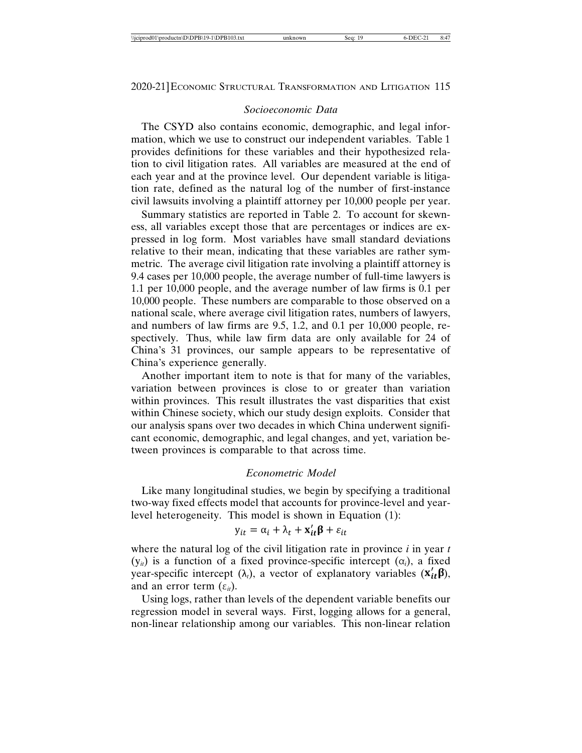### *Socioeconomic Data*

The CSYD also contains economic, demographic, and legal information, which we use to construct our independent variables. Table 1 provides definitions for these variables and their hypothesized relation to civil litigation rates. All variables are measured at the end of each year and at the province level. Our dependent variable is litigation rate, defined as the natural log of the number of first-instance civil lawsuits involving a plaintiff attorney per 10,000 people per year.

Summary statistics are reported in Table 2. To account for skewness, all variables except those that are percentages or indices are expressed in log form. Most variables have small standard deviations relative to their mean, indicating that these variables are rather symmetric. The average civil litigation rate involving a plaintiff attorney is 9.4 cases per 10,000 people, the average number of full-time lawyers is 1.1 per 10,000 people, and the average number of law firms is 0.1 per 10,000 people. These numbers are comparable to those observed on a national scale, where average civil litigation rates, numbers of lawyers, and numbers of law firms are 9.5, 1.2, and 0.1 per 10,000 people, respectively. Thus, while law firm data are only available for 24 of China's 31 provinces, our sample appears to be representative of China's experience generally.

Another important item to note is that for many of the variables, variation between provinces is close to or greater than variation within provinces. This result illustrates the vast disparities that exist within Chinese society, which our study design exploits. Consider that our analysis spans over two decades in which China underwent significant economic, demographic, and legal changes, and yet, variation between provinces is comparable to that across time.

### *Econometric Model*

Like many longitudinal studies, we begin by specifying a traditional two-way fixed effects model that accounts for province-level and year-level heterogeneity. This model is shown in Equation (1):

$$y_{it} = \alpha_i + \lambda_t + \mathbf{x}'_{it}\boldsymbol{\beta} + \varepsilon_{it}$$

where the natural log of the civil litigation rate in province *i* in year *t* ($y_{it}$) is a function of a fixed province-specific intercept ($\alpha_i$), a fixed year-specific intercept ($\lambda_t$), a vector of explanatory variables ($\mathbf{x}'_{it}\boldsymbol{\beta}$), and an error term ($\varepsilon_{it}$).

Using logs, rather than levels of the dependent variable benefits our regression model in several ways. First, logging allows for a general, non-linear relationship among our variables. This non-linear relation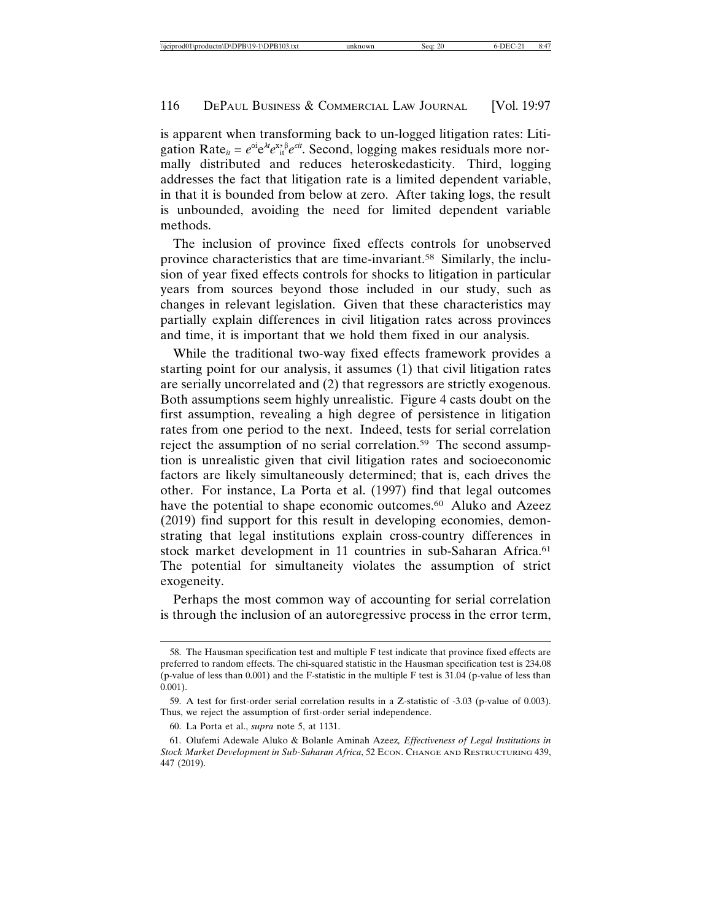is apparent when transforming back to un-logged litigation rates: Litigation $\text{Rate}_{it} = e^{\alpha_i} e^{\lambda_t} e^{x'_{it}\beta} e^{\varepsilon_{it}}$. Second, logging makes residuals more normally distributed and reduces heteroskedasticity. Third, logging addresses the fact that litigation rate is a limited dependent variable, in that it is bounded from below at zero. After taking logs, the result is unbounded, avoiding the need for limited dependent variable methods.

The inclusion of province fixed effects controls for unobserved province characteristics that are time-invariant.[58] Similarly, the inclusion of year fixed effects controls for shocks to litigation in particular years from sources beyond those included in our study, such as changes in relevant legislation. Given that these characteristics may partially explain differences in civil litigation rates across provinces and time, it is important that we hold them fixed in our analysis.

While the traditional two-way fixed effects framework provides a starting point for our analysis, it assumes (1) that civil litigation rates are serially uncorrelated and (2) that regressors are strictly exogenous. Both assumptions seem highly unrealistic. Figure 4 casts doubt on the first assumption, revealing a high degree of persistence in litigation rates from one period to the next. Indeed, tests for serial correlation reject the assumption of no serial correlation.[59] The second assumption is unrealistic given that civil litigation rates and socioeconomic factors are likely simultaneously determined; that is, each drives the other. For instance, La Porta et al. (1997) find that legal outcomes have the potential to shape economic outcomes.[60] Aluko and Azeez (2019) find support for this result in developing economies, demonstrating that legal institutions explain cross-country differences in stock market development in 11 countries in sub-Saharan Africa.[61] The potential for simultaneity violates the assumption of strict exogeneity.

Perhaps the most common way of accounting for serial correlation is through the inclusion of an autoregressive process in the error term,

---

58. The Hausman specification test and multiple F test indicate that province fixed effects are preferred to random effects. The chi-squared statistic in the Hausman specification test is 234.08 (p-value of less than 0.001) and the F-statistic in the multiple F test is 31.04 (p-value of less than 0.001).

59. A test for first-order serial correlation results in a Z-statistic of -3.03 (p-value of 0.003). Thus, we reject the assumption of first-order serial independence.

60. La Porta et al., *supra* note 5, at 1131.

61. Olufemi Adewale Aluko & Bolanle Aminah Azeez, *Effectiveness of Legal Institutions in Stock Market Development in Sub-Saharan Africa*, 52 ECON. CHANGE AND RESTRUCTURING 439, 447 (2019).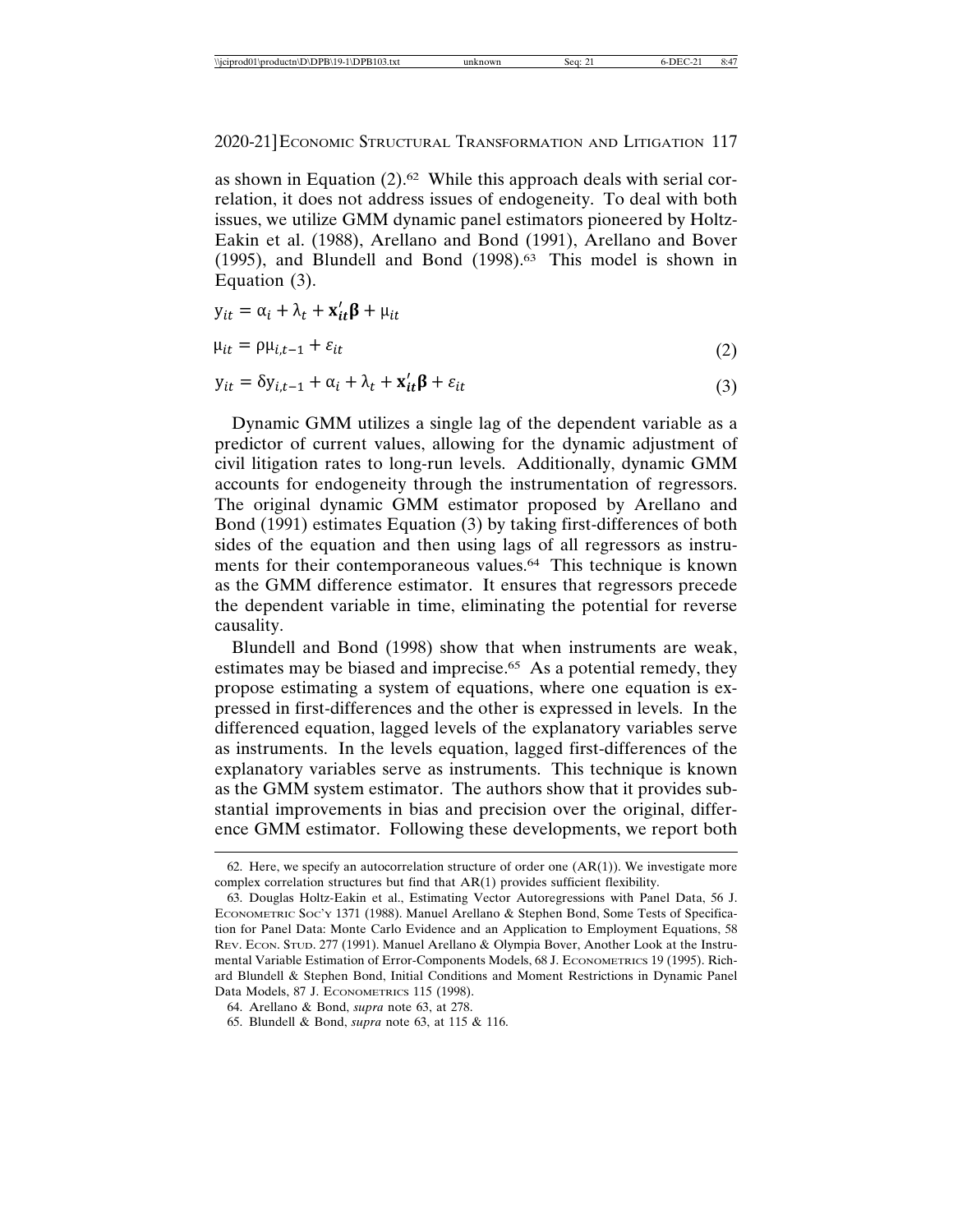as shown in Equation (2).[62] While this approach deals with serial correlation, it does not address issues of endogeneity. To deal with both issues, we utilize GMM dynamic panel estimators pioneered by Holtz-Eakin et al. (1988), Arellano and Bond (1991), Arellano and Bover (1995), and Blundell and Bond (1998).[63] This model is shown in Equation (3).

$$y_{it} = \alpha_i + \lambda_t + \mathbf{x}_{it}'\boldsymbol{\beta} + \mu_{it}$$

$$\mu_{it} = \rho\mu_{i,t-1} + \varepsilon_{it} \tag{2}$$

$$y_{it} = \delta y_{i,t-1} + \alpha_i + \lambda_t + \mathbf{x}_{it}'\boldsymbol{\beta} + \varepsilon_{it} \tag{3}$$

Dynamic GMM utilizes a single lag of the dependent variable as a predictor of current values, allowing for the dynamic adjustment of civil litigation rates to long-run levels. Additionally, dynamic GMM accounts for endogeneity through the instrumentation of regressors. The original dynamic GMM estimator proposed by Arellano and Bond (1991) estimates Equation (3) by taking first-differences of both sides of the equation and then using lags of all regressors as instruments for their contemporaneous values.[64] This technique is known as the GMM difference estimator. It ensures that regressors precede the dependent variable in time, eliminating the potential for reverse causality.

Blundell and Bond (1998) show that when instruments are weak, estimates may be biased and imprecise.[65] As a potential remedy, they propose estimating a system of equations, where one equation is expressed in first-differences and the other is expressed in levels. In the differenced equation, lagged levels of the explanatory variables serve as instruments. In the levels equation, lagged first-differences of the explanatory variables serve as instruments. This technique is known as the GMM system estimator. The authors show that it provides substantial improvements in bias and precision over the original, difference GMM estimator. Following these developments, we report both

---

62. Here, we specify an autocorrelation structure of order one (AR(1)). We investigate more complex correlation structures but find that AR(1) provides sufficient flexibility.

63. Douglas Holtz-Eakin et al., Estimating Vector Autoregressions with Panel Data, 56 J. Econometric Soc'y 1371 (1988). Manuel Arellano & Stephen Bond, Some Tests of Specification for Panel Data: Monte Carlo Evidence and an Application to Employment Equations, 58 Rev. Econ. Stud. 277 (1991). Manuel Arellano & Olympia Bover, Another Look at the Instrumental Variable Estimation of Error-Components Models, 68 J. Econometrics 19 (1995). Richard Blundell & Stephen Bond, Initial Conditions and Moment Restrictions in Dynamic Panel Data Models, 87 J. Econometrics 115 (1998).

64. Arellano & Bond, *supra* note 63, at 278.

65. Blundell & Bond, *supra* note 63, at 115 & 116.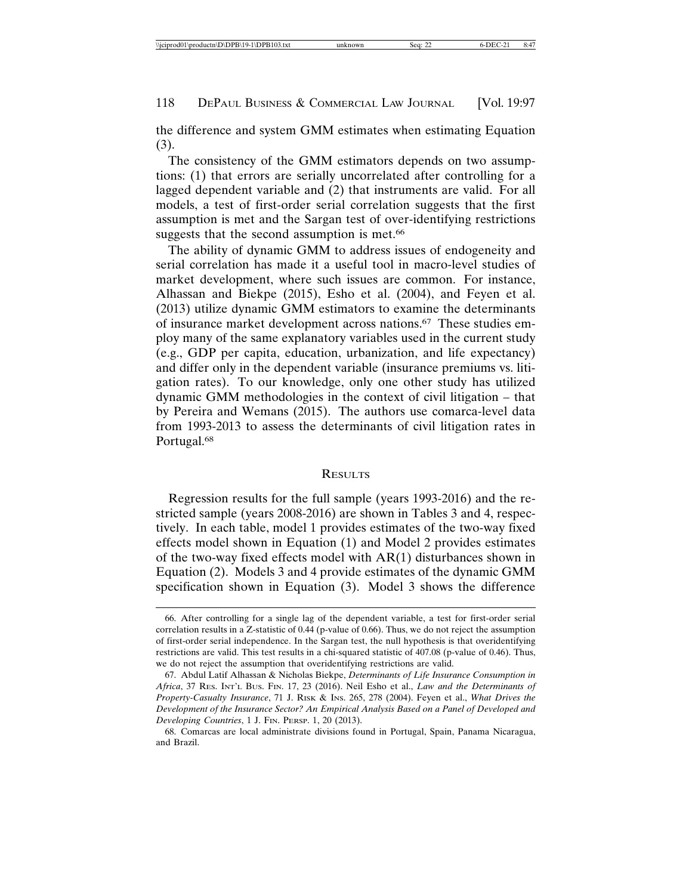the difference and system GMM estimates when estimating Equation (3).

The consistency of the GMM estimators depends on two assumptions: (1) that errors are serially uncorrelated after controlling for a lagged dependent variable and (2) that instruments are valid. For all models, a test of first-order serial correlation suggests that the first assumption is met and the Sargan test of over-identifying restrictions suggests that the second assumption is met.[66]

The ability of dynamic GMM to address issues of endogeneity and serial correlation has made it a useful tool in macro-level studies of market development, where such issues are common. For instance, Alhassan and Biekpe (2015), Esho et al. (2004), and Feyen et al. (2013) utilize dynamic GMM estimators to examine the determinants of insurance market development across nations.[67] These studies employ many of the same explanatory variables used in the current study (e.g., GDP per capita, education, urbanization, and life expectancy) and differ only in the dependent variable (insurance premiums vs. litigation rates). To our knowledge, only one other study has utilized dynamic GMM methodologies in the context of civil litigation – that by Pereira and Wemans (2015). The authors use comarca-level data from 1993-2013 to assess the determinants of civil litigation rates in Portugal.[68]

## RESULTS

Regression results for the full sample (years 1993-2016) and the restricted sample (years 2008-2016) are shown in Tables 3 and 4, respectively. In each table, model 1 provides estimates of the two-way fixed effects model shown in Equation (1) and Model 2 provides estimates of the two-way fixed effects model with AR(1) disturbances shown in Equation (2). Models 3 and 4 provide estimates of the dynamic GMM specification shown in Equation (3). Model 3 shows the difference

---

66. After controlling for a single lag of the dependent variable, a test for first-order serial correlation results in a Z-statistic of 0.44 (p-value of 0.66). Thus, we do not reject the assumption of first-order serial independence. In the Sargan test, the null hypothesis is that overidentifying restrictions are valid. This test results in a chi-squared statistic of 407.08 (p-value of 0.46). Thus, we do not reject the assumption that overidentifying restrictions are valid.

67. Abdul Latif Alhassan & Nicholas Biekpe, *Determinants of Life Insurance Consumption in Africa*, 37 RES. INT'L BUS. FIN. 17, 23 (2016). Neil Esho et al., *Law and the Determinants of Property-Casualty Insurance*, 71 J. RISK & INS. 265, 278 (2004). Feyen et al., *What Drives the Development of the Insurance Sector? An Empirical Analysis Based on a Panel of Developed and Developing Countries*, 1 J. FIN. PERSP. 1, 20 (2013).

68. Comarcas are local administrate divisions found in Portugal, Spain, Panama Nicaragua, and Brazil.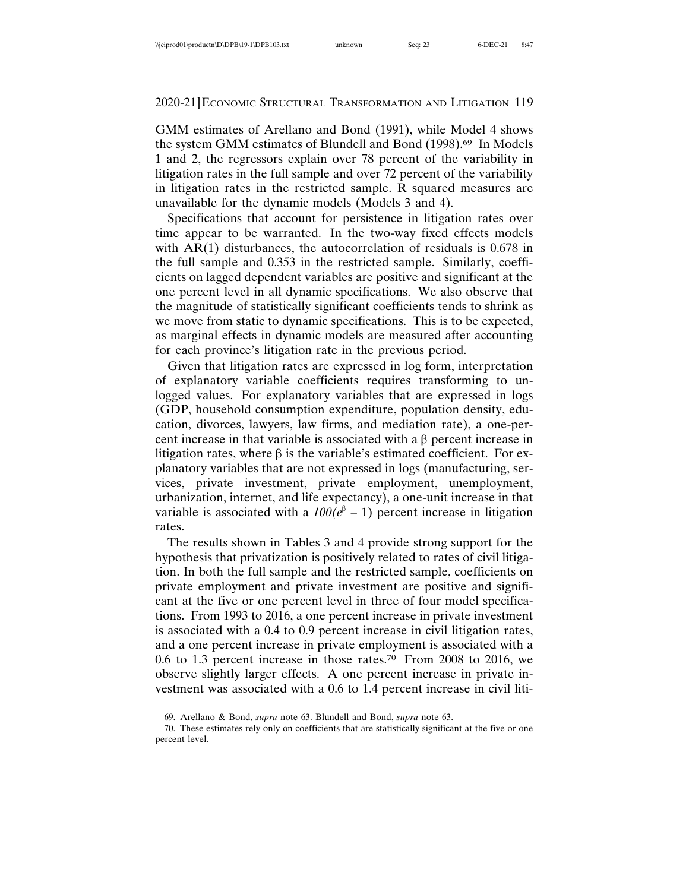GMM estimates of Arellano and Bond (1991), while Model 4 shows the system GMM estimates of Blundell and Bond (1998).[69] In Models 1 and 2, the regressors explain over 78 percent of the variability in litigation rates in the full sample and over 72 percent of the variability in litigation rates in the restricted sample. R squared measures are unavailable for the dynamic models (Models 3 and 4).

Specifications that account for persistence in litigation rates over time appear to be warranted. In the two-way fixed effects models with AR(1) disturbances, the autocorrelation of residuals is 0.678 in the full sample and 0.353 in the restricted sample. Similarly, coefficients on lagged dependent variables are positive and significant at the one percent level in all dynamic specifications. We also observe that the magnitude of statistically significant coefficients tends to shrink as we move from static to dynamic specifications. This is to be expected, as marginal effects in dynamic models are measured after accounting for each province's litigation rate in the previous period.

Given that litigation rates are expressed in log form, interpretation of explanatory variable coefficients requires transforming to unlogged values. For explanatory variables that are expressed in logs (GDP, household consumption expenditure, population density, education, divorces, lawyers, law firms, and mediation rate), a one-percent increase in that variable is associated with a $\beta$ percent increase in litigation rates, where $\beta$ is the variable's estimated coefficient. For explanatory variables that are not expressed in logs (manufacturing, services, private investment, private employment, unemployment, urbanization, internet, and life expectancy), a one-unit increase in that variable is associated with a $100(e^{\beta} - 1)$ percent increase in litigation rates.

The results shown in Tables 3 and 4 provide strong support for the hypothesis that privatization is positively related to rates of civil litigation. In both the full sample and the restricted sample, coefficients on private employment and private investment are positive and significant at the five or one percent level in three of four model specifications. From 1993 to 2016, a one percent increase in private investment is associated with a 0.4 to 0.9 percent increase in civil litigation rates, and a one percent increase in private employment is associated with a 0.6 to 1.3 percent increase in those rates.[70] From 2008 to 2016, we observe slightly larger effects. A one percent increase in private investment was associated with a 0.6 to 1.4 percent increase in civil liti-

69. Arellano & Bond, *supra* note 63. Blundell and Bond, *supra* note 63.

70. These estimates rely only on coefficients that are statistically significant at the five or one percent level.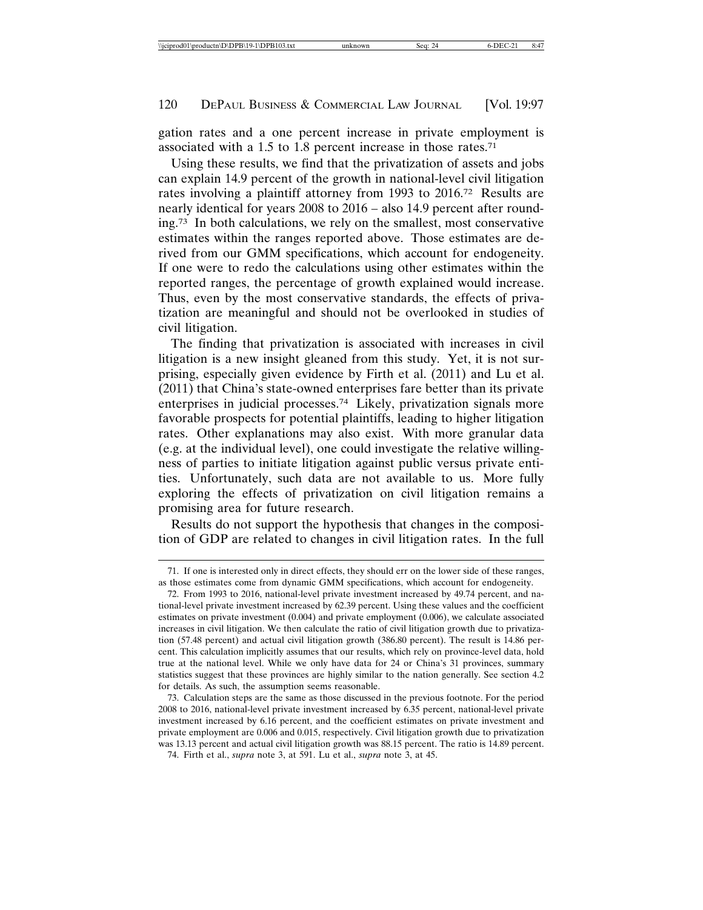gation rates and a one percent increase in private employment is associated with a 1.5 to 1.8 percent increase in those rates.[71]

Using these results, we find that the privatization of assets and jobs can explain 14.9 percent of the growth in national-level civil litigation rates involving a plaintiff attorney from 1993 to 2016.[72] Results are nearly identical for years 2008 to 2016 – also 14.9 percent after rounding.[73] In both calculations, we rely on the smallest, most conservative estimates within the ranges reported above. Those estimates are derived from our GMM specifications, which account for endogeneity. If one were to redo the calculations using other estimates within the reported ranges, the percentage of growth explained would increase. Thus, even by the most conservative standards, the effects of privatization are meaningful and should not be overlooked in studies of civil litigation.

The finding that privatization is associated with increases in civil litigation is a new insight gleaned from this study. Yet, it is not surprising, especially given evidence by Firth et al. (2011) and Lu et al. (2011) that China's state-owned enterprises fare better than its private enterprises in judicial processes.[74] Likely, privatization signals more favorable prospects for potential plaintiffs, leading to higher litigation rates. Other explanations may also exist. With more granular data (e.g. at the individual level), one could investigate the relative willingness of parties to initiate litigation against public versus private entities. Unfortunately, such data are not available to us. More fully exploring the effects of privatization on civil litigation remains a promising area for future research.

Results do not support the hypothesis that changes in the composition of GDP are related to changes in civil litigation rates. In the full

---

71. If one is interested only in direct effects, they should err on the lower side of these ranges, as those estimates come from dynamic GMM specifications, which account for endogeneity.

72. From 1993 to 2016, national-level private investment increased by 49.74 percent, and national-level private investment increased by 62.39 percent. Using these values and the coefficient estimates on private investment (0.004) and private employment (0.006), we calculate associated increases in civil litigation. We then calculate the ratio of civil litigation growth due to privatization (57.48 percent) and actual civil litigation growth (386.80 percent). The result is 14.86 percent. This calculation implicitly assumes that our results, which rely on province-level data, hold true at the national level. While we only have data for 24 or China's 31 provinces, summary statistics suggest that these provinces are highly similar to the nation generally. See section 4.2 for details. As such, the assumption seems reasonable.

73. Calculation steps are the same as those discussed in the previous footnote. For the period 2008 to 2016, national-level private investment increased by 6.35 percent, national-level private investment increased by 6.16 percent, and the coefficient estimates on private investment and private employment are 0.006 and 0.015, respectively. Civil litigation growth due to privatization was 13.13 percent and actual civil litigation growth was 88.15 percent. The ratio is 14.89 percent.

74. Firth et al., *supra* note 3, at 591. Lu et al., *supra* note 3, at 45.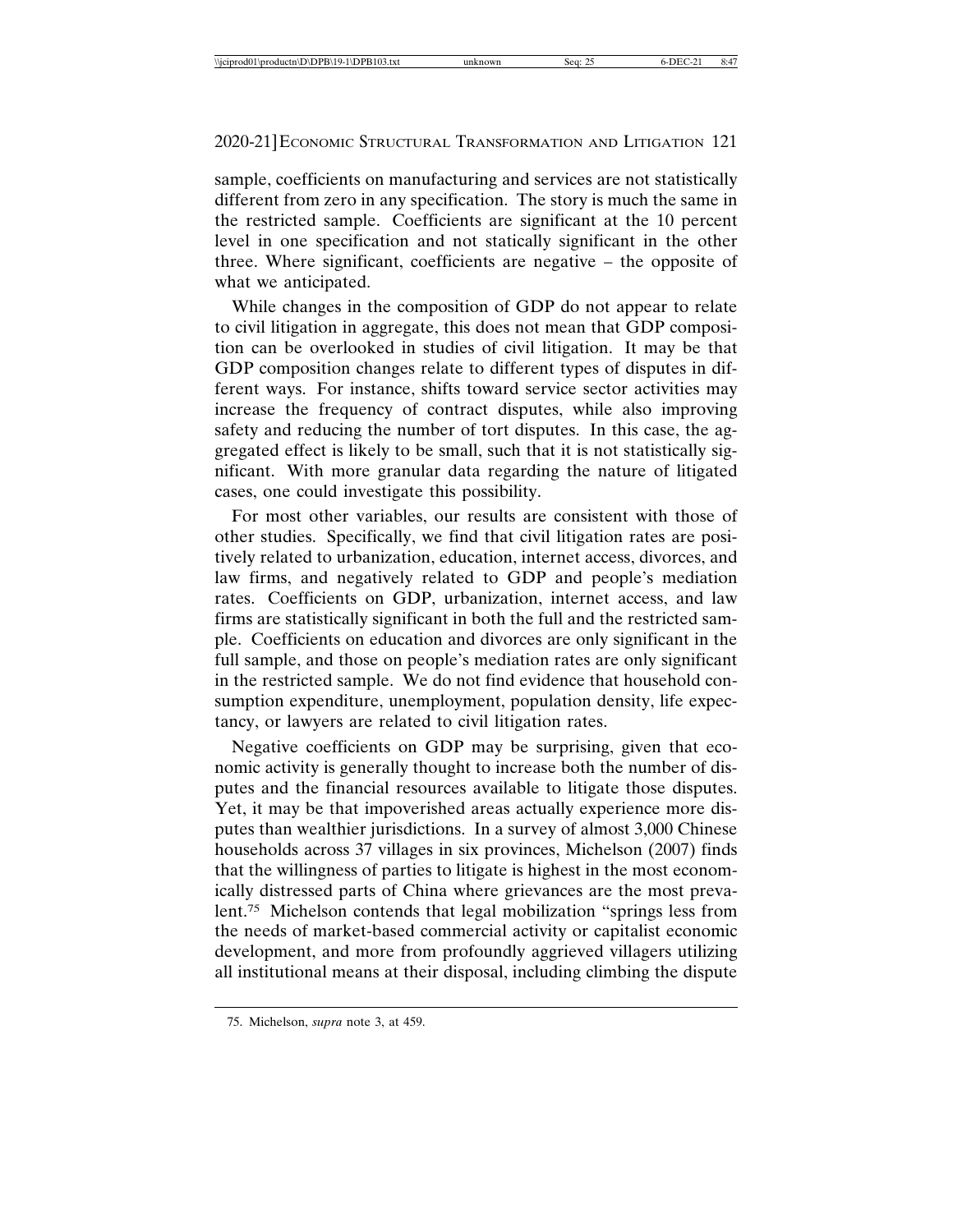sample, coefficients on manufacturing and services are not statistically different from zero in any specification. The story is much the same in the restricted sample. Coefficients are significant at the 10 percent level in one specification and not statically significant in the other three. Where significant, coefficients are negative – the opposite of what we anticipated.

While changes in the composition of GDP do not appear to relate to civil litigation in aggregate, this does not mean that GDP composition can be overlooked in studies of civil litigation. It may be that GDP composition changes relate to different types of disputes in different ways. For instance, shifts toward service sector activities may increase the frequency of contract disputes, while also improving safety and reducing the number of tort disputes. In this case, the aggregated effect is likely to be small, such that it is not statistically significant. With more granular data regarding the nature of litigated cases, one could investigate this possibility.

For most other variables, our results are consistent with those of other studies. Specifically, we find that civil litigation rates are positively related to urbanization, education, internet access, divorces, and law firms, and negatively related to GDP and people's mediation rates. Coefficients on GDP, urbanization, internet access, and law firms are statistically significant in both the full and the restricted sample. Coefficients on education and divorces are only significant in the full sample, and those on people's mediation rates are only significant in the restricted sample. We do not find evidence that household consumption expenditure, unemployment, population density, life expectancy, or lawyers are related to civil litigation rates.

Negative coefficients on GDP may be surprising, given that economic activity is generally thought to increase both the number of disputes and the financial resources available to litigate those disputes. Yet, it may be that impoverished areas actually experience more disputes than wealthier jurisdictions. In a survey of almost 3,000 Chinese households across 37 villages in six provinces, Michelson (2007) finds that the willingness of parties to litigate is highest in the most economically distressed parts of China where grievances are the most prevalent.[75] Michelson contends that legal mobilization "springs less from the needs of market-based commercial activity or capitalist economic development, and more from profoundly aggrieved villagers utilizing all institutional means at their disposal, including climbing the dispute

75. Michelson, *supra* note 3, at 459.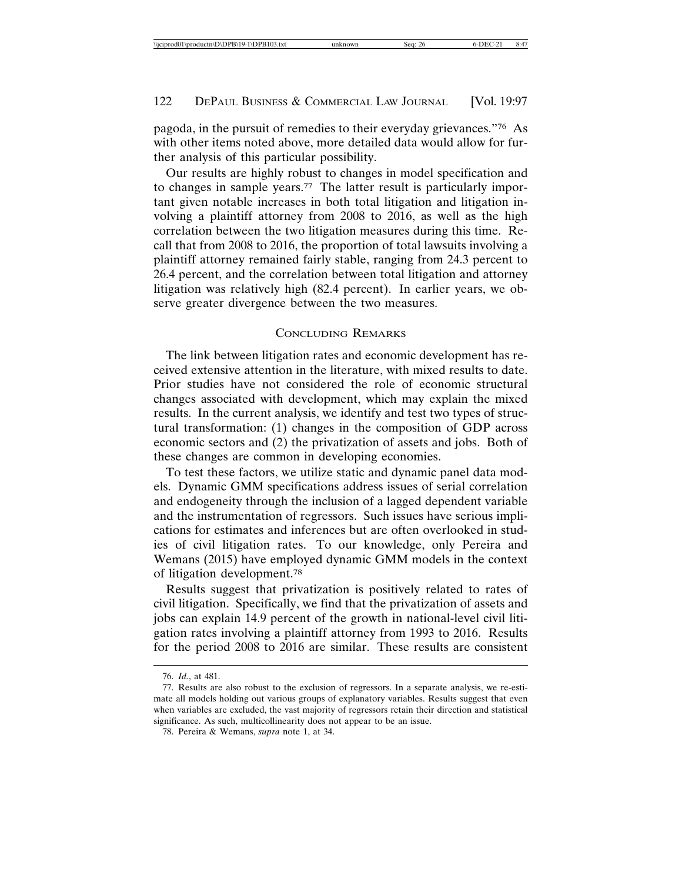pagoda, in the pursuit of remedies to their everyday grievances."[76] As with other items noted above, more detailed data would allow for further analysis of this particular possibility.

Our results are highly robust to changes in model specification and to changes in sample years.[77] The latter result is particularly important given notable increases in both total litigation and litigation involving a plaintiff attorney from 2008 to 2016, as well as the high correlation between the two litigation measures during this time. Recall that from 2008 to 2016, the proportion of total lawsuits involving a plaintiff attorney remained fairly stable, ranging from 24.3 percent to 26.4 percent, and the correlation between total litigation and attorney litigation was relatively high (82.4 percent). In earlier years, we observe greater divergence between the two measures.

## Concluding Remarks

The link between litigation rates and economic development has received extensive attention in the literature, with mixed results to date. Prior studies have not considered the role of economic structural changes associated with development, which may explain the mixed results. In the current analysis, we identify and test two types of structural transformation: (1) changes in the composition of GDP across economic sectors and (2) the privatization of assets and jobs. Both of these changes are common in developing economies.

To test these factors, we utilize static and dynamic panel data models. Dynamic GMM specifications address issues of serial correlation and endogeneity through the inclusion of a lagged dependent variable and the instrumentation of regressors. Such issues have serious implications for estimates and inferences but are often overlooked in studies of civil litigation rates. To our knowledge, only Pereira and Wemans (2015) have employed dynamic GMM models in the context of litigation development.[78]

Results suggest that privatization is positively related to rates of civil litigation. Specifically, we find that the privatization of assets and jobs can explain 14.9 percent of the growth in national-level civil litigation rates involving a plaintiff attorney from 1993 to 2016. Results for the period 2008 to 2016 are similar. These results are consistent

---

76. *Id.*, at 481.

77. Results are also robust to the exclusion of regressors. In a separate analysis, we re-estimate all models holding out various groups of explanatory variables. Results suggest that even when variables are excluded, the vast majority of regressors retain their direction and statistical significance. As such, multicollinearity does not appear to be an issue.

78. Pereira & Wemans, *supra* note 1, at 34.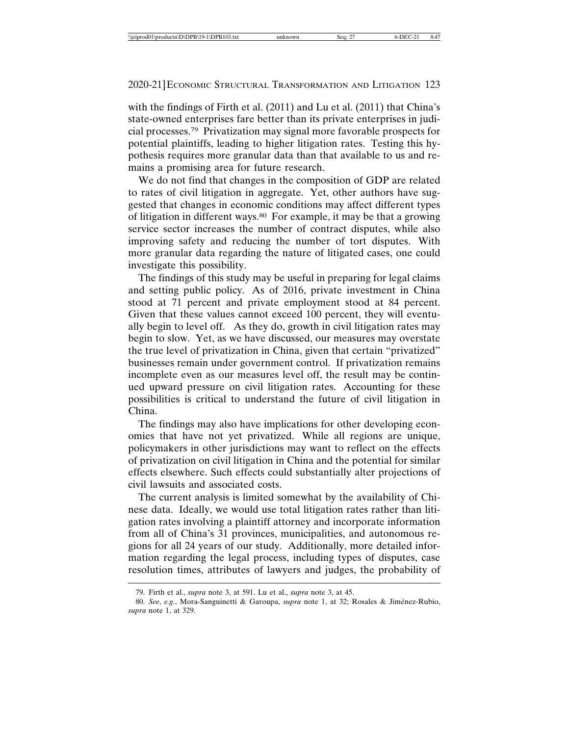with the findings of Firth et al. (2011) and Lu et al. (2011) that China's state-owned enterprises fare better than its private enterprises in judicial processes.[79] Privatization may signal more favorable prospects for potential plaintiffs, leading to higher litigation rates. Testing this hypothesis requires more granular data than that available to us and remains a promising area for future research.

We do not find that changes in the composition of GDP are related to rates of civil litigation in aggregate. Yet, other authors have suggested that changes in economic conditions may affect different types of litigation in different ways.[80] For example, it may be that a growing service sector increases the number of contract disputes, while also improving safety and reducing the number of tort disputes. With more granular data regarding the nature of litigated cases, one could investigate this possibility.

The findings of this study may be useful in preparing for legal claims and setting public policy. As of 2016, private investment in China stood at 71 percent and private employment stood at 84 percent. Given that these values cannot exceed 100 percent, they will eventually begin to level off. As they do, growth in civil litigation rates may begin to slow. Yet, as we have discussed, our measures may overstate the true level of privatization in China, given that certain "privatized" businesses remain under government control. If privatization remains incomplete even as our measures level off, the result may be continued upward pressure on civil litigation rates. Accounting for these possibilities is critical to understand the future of civil litigation in China.

The findings may also have implications for other developing economies that have not yet privatized. While all regions are unique, policymakers in other jurisdictions may want to reflect on the effects of privatization on civil litigation in China and the potential for similar effects elsewhere. Such effects could substantially alter projections of civil lawsuits and associated costs.

The current analysis is limited somewhat by the availability of Chinese data. Ideally, we would use total litigation rates rather than litigation rates involving a plaintiff attorney and incorporate information from all of China's 31 provinces, municipalities, and autonomous regions for all 24 years of our study. Additionally, more detailed information regarding the legal process, including types of disputes, case resolution times, attributes of lawyers and judges, the probability of

---

79. Firth et al., *supra* note 3, at 591. Lu et al., *supra* note 3, at 45.

80. *See*, *e.g.*, Mora-Sanguinetti & Garoupa, *supra* note 1, at 32; Rosales & Jiménez-Rubio, *supra* note 1, at 329.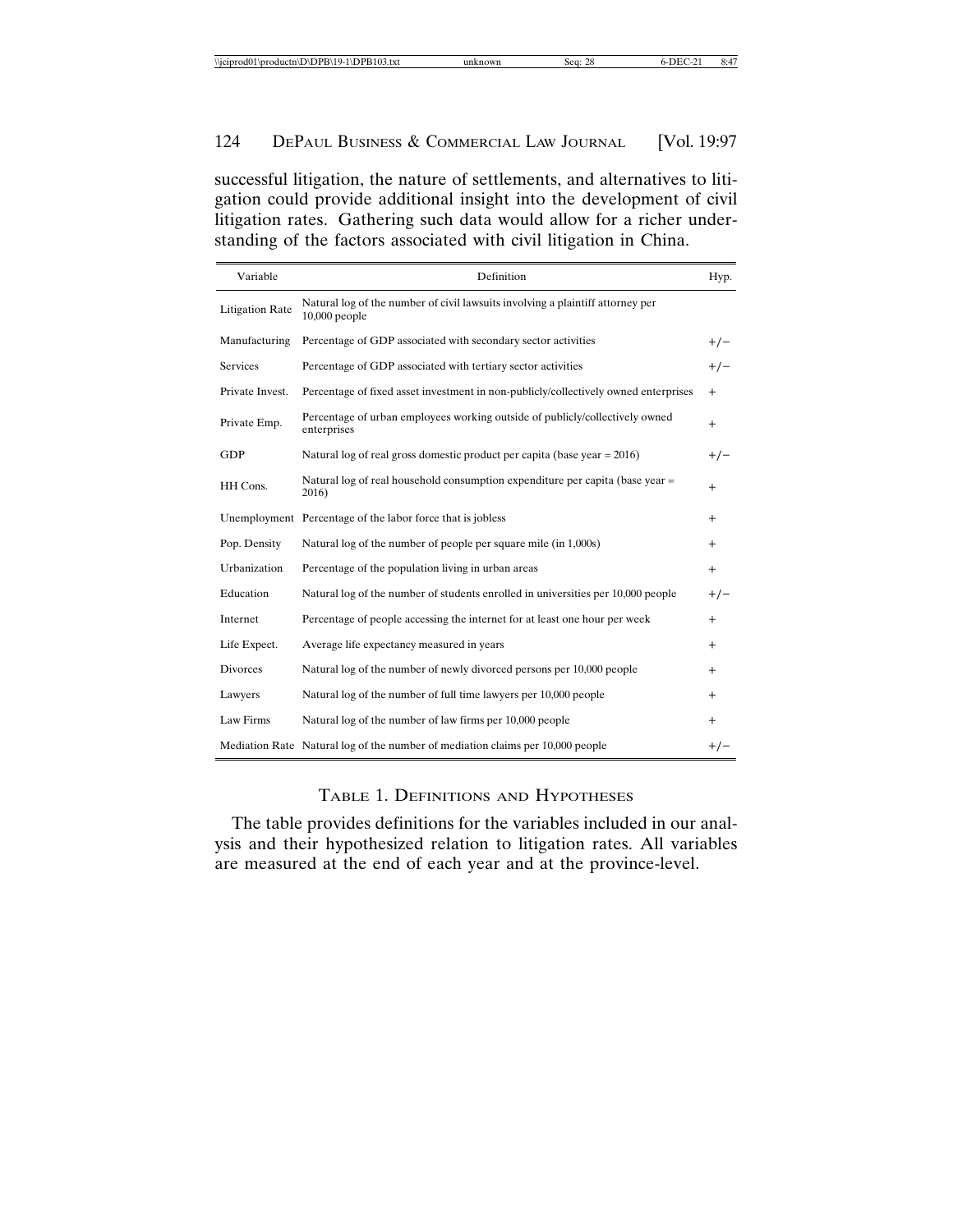successful litigation, the nature of settlements, and alternatives to litigation could provide additional insight into the development of civil litigation rates. Gathering such data would allow for a richer understanding of the factors associated with civil litigation in China.

| Variable | Definition | Hyp. |
|---|---|---|
| Litigation Rate | Natural log of the number of civil lawsuits involving a plaintiff attorney per 10,000 people | |
| Manufacturing | Percentage of GDP associated with secondary sector activities | +/− |
| Services | Percentage of GDP associated with tertiary sector activities | +/− |
| Private Invest. | Percentage of fixed asset investment in non-publicly/collectively owned enterprises | + |
| Private Emp. | Percentage of urban employees working outside of publicly/collectively owned enterprises | + |
| GDP | Natural log of real gross domestic product per capita (base year = 2016) | +/− |
| HH Cons. | Natural log of real household consumption expenditure per capita (base year = 2016) | + |
| Unemployment | Percentage of the labor force that is jobless | + |
| Pop. Density | Natural log of the number of people per square mile (in 1,000s) | + |
| Urbanization | Percentage of the population living in urban areas | + |
| Education | Natural log of the number of students enrolled in universities per 10,000 people | +/− |
| Internet | Percentage of people accessing the internet for at least one hour per week | + |
| Life Expect. | Average life expectancy measured in years | + |
| Divorces | Natural log of the number of newly divorced persons per 10,000 people | + |
| Lawyers | Natural log of the number of full time lawyers per 10,000 people | + |
| Law Firms | Natural log of the number of law firms per 10,000 people | + |
| Mediation Rate | Natural log of the number of mediation claims per 10,000 people | +/− |

TABLE 1. DEFINITIONS AND HYPOTHESES

The table provides definitions for the variables included in our analysis and their hypothesized relation to litigation rates. All variables are measured at the end of each year and at the province-level.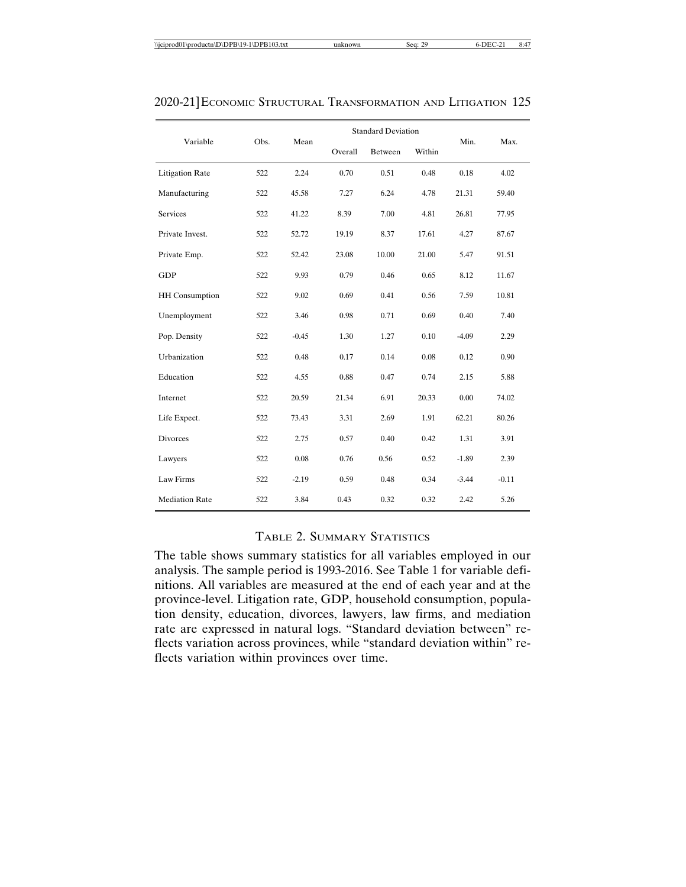| Variable | Obs. | Mean | Standard Deviation | | | Min. | Max. |
|---|---|---|---|---|---|---|---|
| | | | Overall | Between | Within | | |
| Litigation Rate | 522 | 2.24 | 0.70 | 0.51 | 0.48 | 0.18 | 4.02 |
| Manufacturing | 522 | 45.58 | 7.27 | 6.24 | 4.78 | 21.31 | 59.40 |
| Services | 522 | 41.22 | 8.39 | 7.00 | 4.81 | 26.81 | 77.95 |
| Private Invest. | 522 | 52.72 | 19.19 | 8.37 | 17.61 | 4.27 | 87.67 |
| Private Emp. | 522 | 52.42 | 23.08 | 10.00 | 21.00 | 5.47 | 91.51 |
| GDP | 522 | 9.93 | 0.79 | 0.46 | 0.65 | 8.12 | 11.67 |
| HH Consumption | 522 | 9.02 | 0.69 | 0.41 | 0.56 | 7.59 | 10.81 |
| Unemployment | 522 | 3.46 | 0.98 | 0.71 | 0.69 | 0.40 | 7.40 |
| Pop. Density | 522 | -0.45 | 1.30 | 1.27 | 0.10 | -4.09 | 2.29 |
| Urbanization | 522 | 0.48 | 0.17 | 0.14 | 0.08 | 0.12 | 0.90 |
| Education | 522 | 4.55 | 0.88 | 0.47 | 0.74 | 2.15 | 5.88 |
| Internet | 522 | 20.59 | 21.34 | 6.91 | 20.33 | 0.00 | 74.02 |
| Life Expect. | 522 | 73.43 | 3.31 | 2.69 | 1.91 | 62.21 | 80.26 |
| Divorces | 522 | 2.75 | 0.57 | 0.40 | 0.42 | 1.31 | 3.91 |
| Lawyers | 522 | 0.08 | 0.76 | 0.56 | 0.52 | -1.89 | 2.39 |
| Law Firms | 522 | -2.19 | 0.59 | 0.48 | 0.34 | -3.44 | -0.11 |
| Mediation Rate | 522 | 3.84 | 0.43 | 0.32 | 0.32 | 2.42 | 5.26 |

TABLE 2. SUMMARY STATISTICS

The table shows summary statistics for all variables employed in our analysis. The sample period is 1993-2016. See Table 1 for variable definitions. All variables are measured at the end of each year and at the province-level. Litigation rate, GDP, household consumption, population density, education, divorces, lawyers, law firms, and mediation rate are expressed in natural logs. "Standard deviation between" reflects variation across provinces, while "standard deviation within" reflects variation within provinces over time.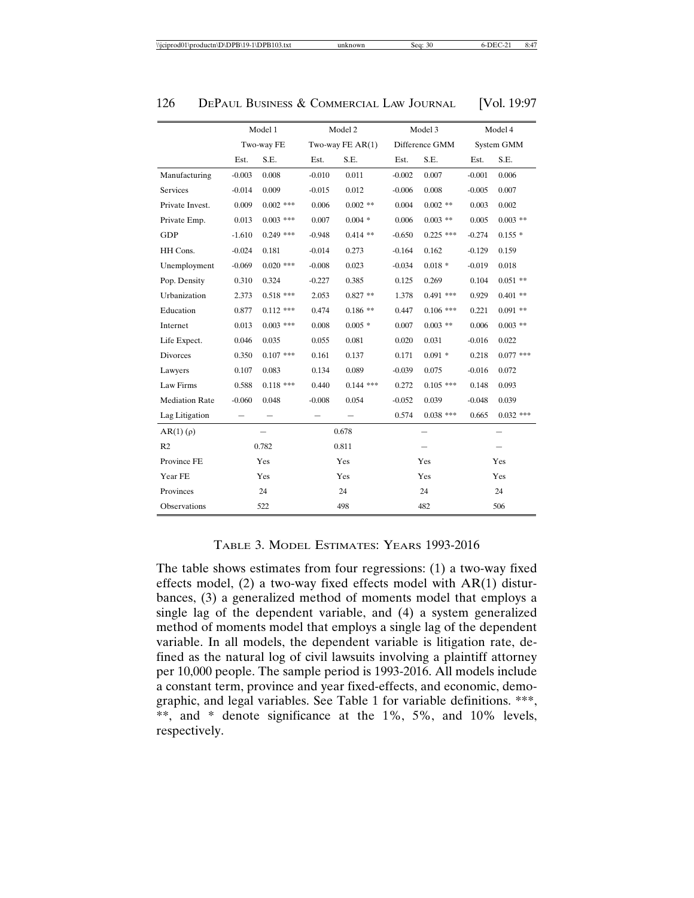| | Model 1 | | Model 2 | | Model 3 | | Model 4 | |
|---|---|---|---|---|---|---|---|---|
| | Two-way FE | | Two-way FE AR(1) | | Difference GMM | | System GMM | |
| | Est. | S.E. | Est. | S.E. | Est. | S.E. | Est. | S.E. |
| Manufacturing | -0.003 | 0.008 | -0.010 | 0.011 | -0.002 | 0.007 | -0.001 | 0.006 |
| Services | -0.014 | 0.009 | -0.015 | 0.012 | -0.006 | 0.008 | -0.005 | 0.007 |
| Private Invest. | 0.009 | 0.002 *** | 0.006 | 0.002 ** | 0.004 | 0.002 ** | 0.003 | 0.002 |
| Private Emp. | 0.013 | 0.003 *** | 0.007 | 0.004 * | 0.006 | 0.003 ** | 0.005 | 0.003 ** |
| GDP | -1.610 | 0.249 *** | -0.948 | 0.414 ** | -0.650 | 0.225 *** | -0.274 | 0.155 * |
| HH Cons. | -0.024 | 0.181 | -0.014 | 0.273 | -0.164 | 0.162 | -0.129 | 0.159 |
| Unemployment | -0.069 | 0.020 *** | -0.008 | 0.023 | -0.034 | 0.018 * | -0.019 | 0.018 |
| Pop. Density | 0.310 | 0.324 | -0.227 | 0.385 | 0.125 | 0.269 | 0.104 | 0.051 ** |
| Urbanization | 2.373 | 0.518 *** | 2.053 | 0.827 ** | 1.378 | 0.491 *** | 0.929 | 0.401 ** |
| Education | 0.877 | 0.112 *** | 0.474 | 0.186 ** | 0.447 | 0.106 *** | 0.221 | 0.091 ** |
| Internet | 0.013 | 0.003 *** | 0.008 | 0.005 * | 0.007 | 0.003 ** | 0.006 | 0.003 ** |
| Life Expect. | 0.046 | 0.035 | 0.055 | 0.081 | 0.020 | 0.031 | -0.016 | 0.022 |
| Divorces | 0.350 | 0.107 *** | 0.161 | 0.137 | 0.171 | 0.091 * | 0.218 | 0.077 *** |
| Lawyers | 0.107 | 0.083 | 0.134 | 0.089 | -0.039 | 0.075 | -0.016 | 0.072 |
| Law Firms | 0.588 | 0.118 *** | 0.440 | 0.144 *** | 0.272 | 0.105 *** | 0.148 | 0.093 |
| Mediation Rate | -0.060 | 0.048 | -0.008 | 0.054 | -0.052 | 0.039 | -0.048 | 0.039 |
| Lag Litigation | — | — | — | — | 0.574 | 0.038 *** | 0.665 | 0.032 *** |
| AR(1) ($\rho$) | — | | 0.678 | | — | | — | |
| R2 | 0.782 | | 0.811 | | — | | — | |
| Province FE | Yes | | Yes | | Yes | | Yes | |
| Year FE | Yes | | Yes | | Yes | | Yes | |
| Provinces | 24 | | 24 | | 24 | | 24 | |
| Observations | 522 | | 498 | | 482 | | 506 | |

TABLE 3. MODEL ESTIMATES: YEARS 1993-2016

The table shows estimates from four regressions: (1) a two-way fixed effects model, (2) a two-way fixed effects model with AR(1) disturbances, (3) a generalized method of moments model that employs a single lag of the dependent variable, and (4) a system generalized method of moments model that employs a single lag of the dependent variable. In all models, the dependent variable is litigation rate, defined as the natural log of civil lawsuits involving a plaintiff attorney per 10,000 people. The sample period is 1993-2016. All models include a constant term, province and year fixed-effects, and economic, demographic, and legal variables. See Table 1 for variable definitions. ***, **, and * denote significance at the 1%, 5%, and 10% levels, respectively.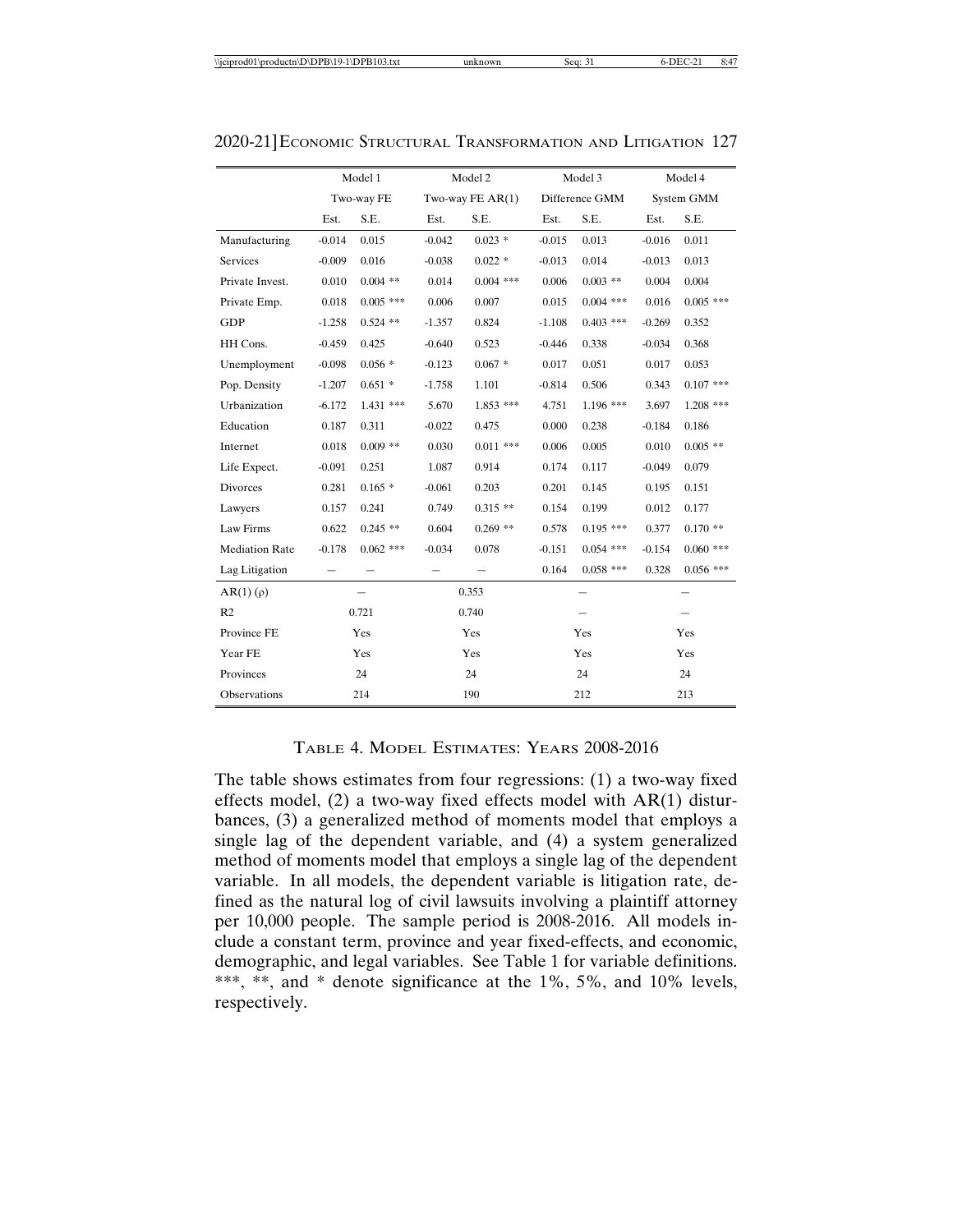| | Model 1 | | Model 2 | | Model 3 | | Model 4 | |
|---|---|---|---|---|---|---|---|---|
| | Two-way FE | | Two-way FE AR(1) | | Difference GMM | | System GMM | |
| | Est. | S.E. | Est. | S.E. | Est. | S.E. | Est. | S.E. |
| Manufacturing | -0.014 | 0.015 | -0.042 | 0.023 * | -0.015 | 0.013 | -0.016 | 0.011 |
| Services | -0.009 | 0.016 | -0.038 | 0.022 * | -0.013 | 0.014 | -0.013 | 0.013 |
| Private Invest. | 0.010 | 0.004 ** | 0.014 | 0.004 *** | 0.006 | 0.003 ** | 0.004 | 0.004 |
| Private Emp. | 0.018 | 0.005 *** | 0.006 | 0.007 | 0.015 | 0.004 *** | 0.016 | 0.005 *** |
| GDP | -1.258 | 0.524 ** | -1.357 | 0.824 | -1.108 | 0.403 *** | -0.269 | 0.352 |
| HH Cons. | -0.459 | 0.425 | -0.640 | 0.523 | -0.446 | 0.338 | -0.034 | 0.368 |
| Unemployment | -0.098 | 0.056 * | -0.123 | 0.067 * | 0.017 | 0.051 | 0.017 | 0.053 |
| Pop. Density | -1.207 | 0.651 * | -1.758 | 1.101 | -0.814 | 0.506 | 0.343 | 0.107 *** |
| Urbanization | -6.172 | 1.431 *** | 5.670 | 1.853 *** | 4.751 | 1.196 *** | 3.697 | 1.208 *** |
| Education | 0.187 | 0.311 | -0.022 | 0.475 | 0.000 | 0.238 | -0.184 | 0.186 |
| Internet | 0.018 | 0.009 ** | 0.030 | 0.011 *** | 0.006 | 0.005 | 0.010 | 0.005 ** |
| Life Expect. | -0.091 | 0.251 | 1.087 | 0.914 | 0.174 | 0.117 | -0.049 | 0.079 |
| Divorces | 0.281 | 0.165 * | -0.061 | 0.203 | 0.201 | 0.145 | 0.195 | 0.151 |
| Lawyers | 0.157 | 0.241 | 0.749 | 0.315 ** | 0.154 | 0.199 | 0.012 | 0.177 |
| Law Firms | 0.622 | 0.245 ** | 0.604 | 0.269 ** | 0.578 | 0.195 *** | 0.377 | 0.170 ** |
| Mediation Rate | -0.178 | 0.062 *** | -0.034 | 0.078 | -0.151 | 0.054 *** | -0.154 | 0.060 *** |
| Lag Litigation | – | – | – | – | 0.164 | 0.058 *** | 0.328 | 0.056 *** |
| AR(1) (ρ) | – | | 0.353 | | – | | – | |
| R2 | 0.721 | | 0.740 | | – | | – | |
| Province FE | Yes | | Yes | | Yes | | Yes | |
| Year FE | Yes | | Yes | | Yes | | Yes | |
| Provinces | 24 | | 24 | | 24 | | 24 | |
| Observations | 214 | | 190 | | 212 | | 213 | |

TABLE 4. MODEL ESTIMATES: YEARS 2008-2016

The table shows estimates from four regressions: (1) a two-way fixed effects model, (2) a two-way fixed effects model with AR(1) disturbances, (3) a generalized method of moments model that employs a single lag of the dependent variable, and (4) a system generalized method of moments model that employs a single lag of the dependent variable. In all models, the dependent variable is litigation rate, defined as the natural log of civil lawsuits involving a plaintiff attorney per 10,000 people. The sample period is 2008-2016. All models include a constant term, province and year fixed-effects, and economic, demographic, and legal variables. See Table 1 for variable definitions. ***, **, and * denote significance at the 1%, 5%, and 10% levels, respectively.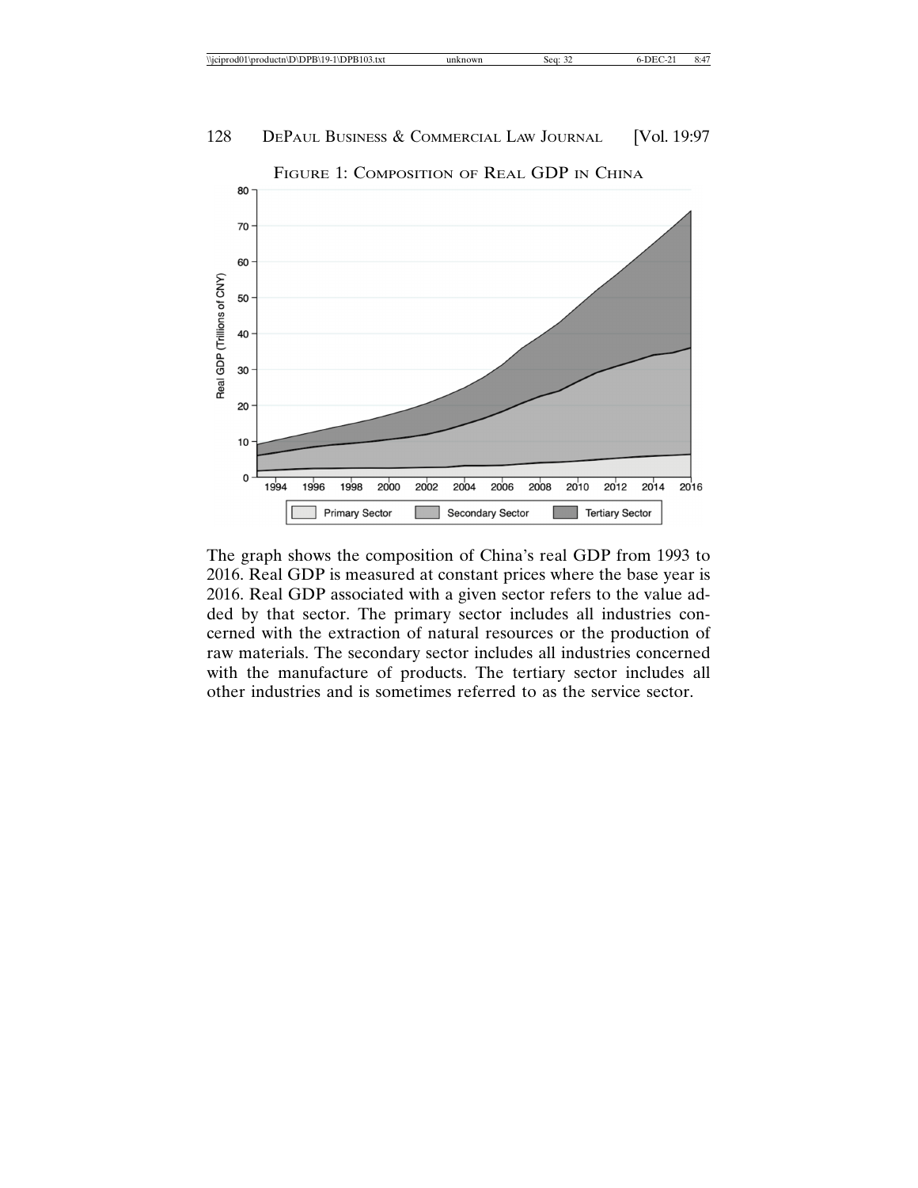FIGURE 1: COMPOSITION OF REAL GDP IN CHINA

The graph shows the composition of China's real GDP from 1993 to 2016. Real GDP is measured at constant prices where the base year is 2016. Real GDP associated with a given sector refers to the value added by that sector. The primary sector includes all industries concerned with the extraction of natural resources or the production of raw materials. The secondary sector includes all industries concerned with the manufacture of products. The tertiary sector includes all other industries and is sometimes referred to as the service sector.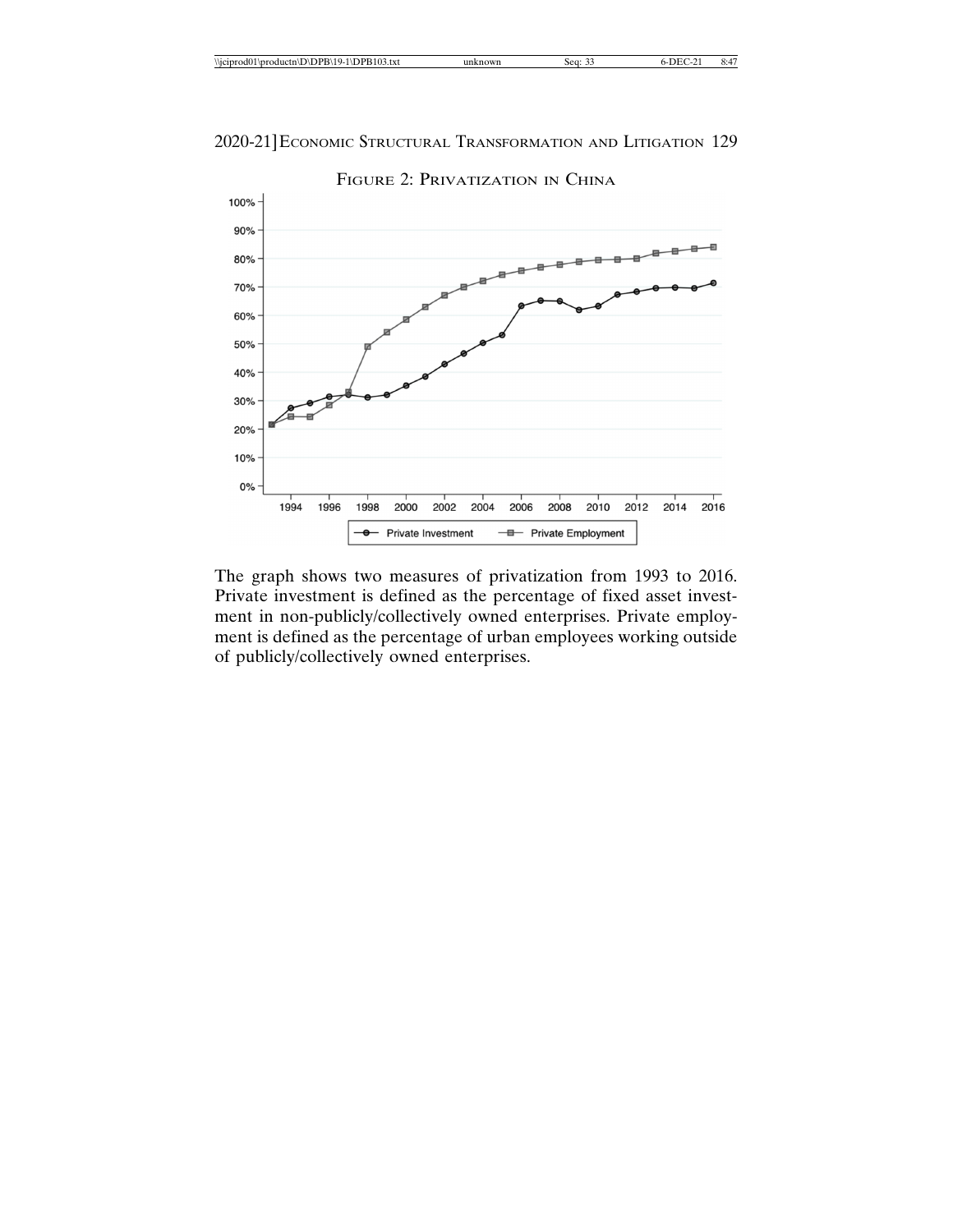FIGURE 2: PRIVATIZATION IN CHINA

The graph shows two measures of privatization from 1993 to 2016. Private investment is defined as the percentage of fixed asset investment in non-publicly/collectively owned enterprises. Private employment is defined as the percentage of urban employees working outside of publicly/collectively owned enterprises.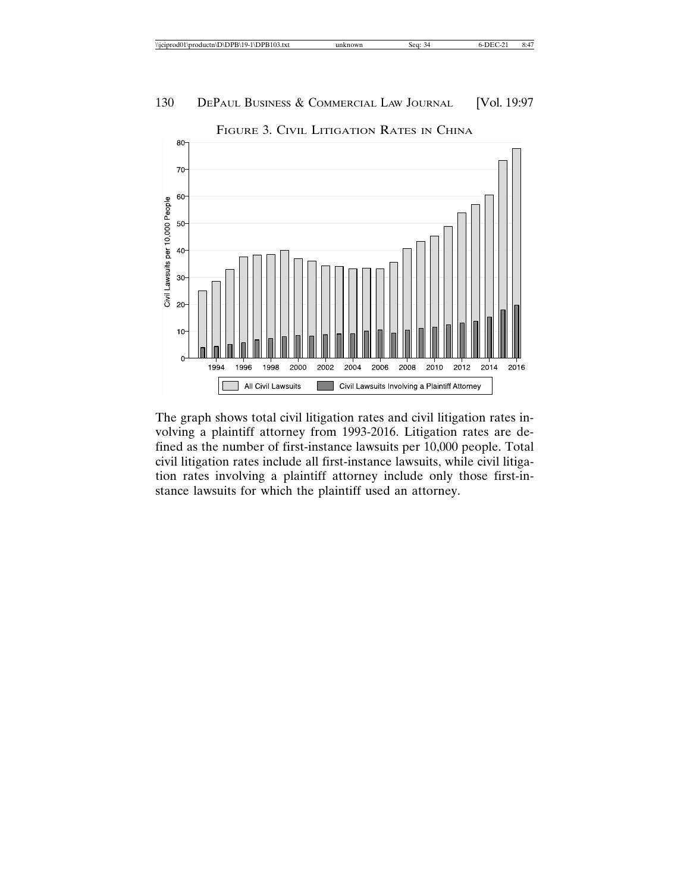FIGURE 3. CIVIL LITIGATION RATES IN CHINA

The graph shows total civil litigation rates and civil litigation rates involving a plaintiff attorney from 1993-2016. Litigation rates are defined as the number of first-instance lawsuits per 10,000 people. Total civil litigation rates include all first-instance lawsuits, while civil litigation rates involving a plaintiff attorney include only those first-instance lawsuits for which the plaintiff used an attorney.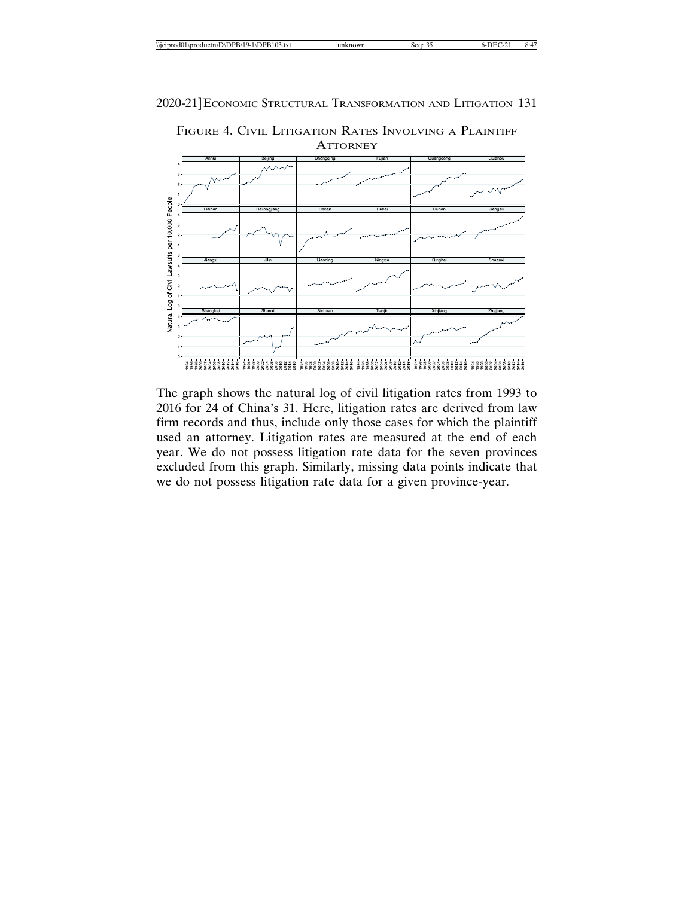FIGURE 4. CIVIL LITIGATION RATES INVOLVING A PLAINTIFF ATTORNEY

The graph shows the natural log of civil litigation rates from 1993 to 2016 for 24 of China's 31. Here, litigation rates are derived from law firm records and thus, include only those cases for which the plaintiff used an attorney. Litigation rates are measured at the end of each year. We do not possess litigation rate data for the seven provinces excluded from this graph. Similarly, missing data points indicate that we do not possess litigation rate data for a given province-year.